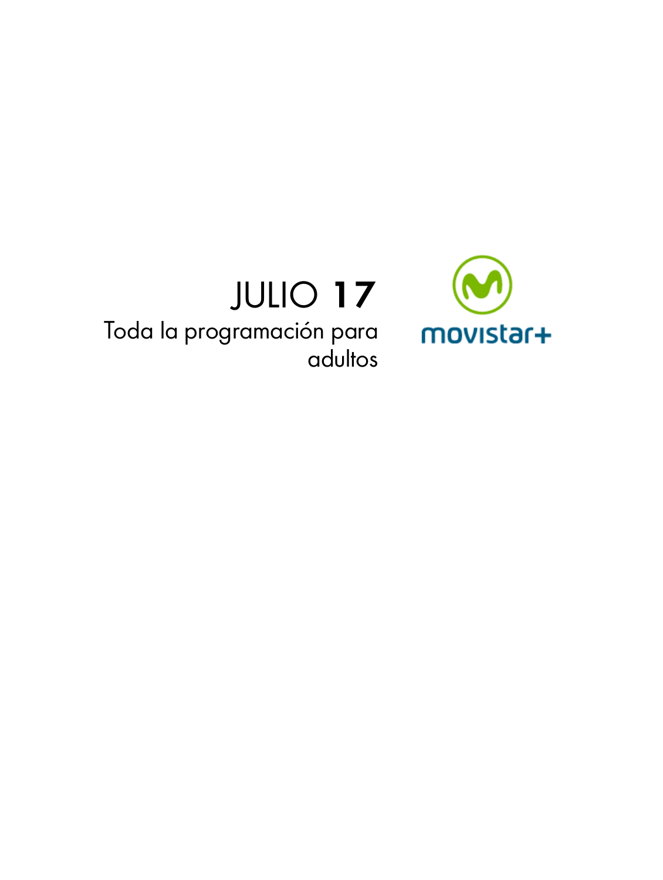# JULIO 17

Toda la programación para adultos

movistar+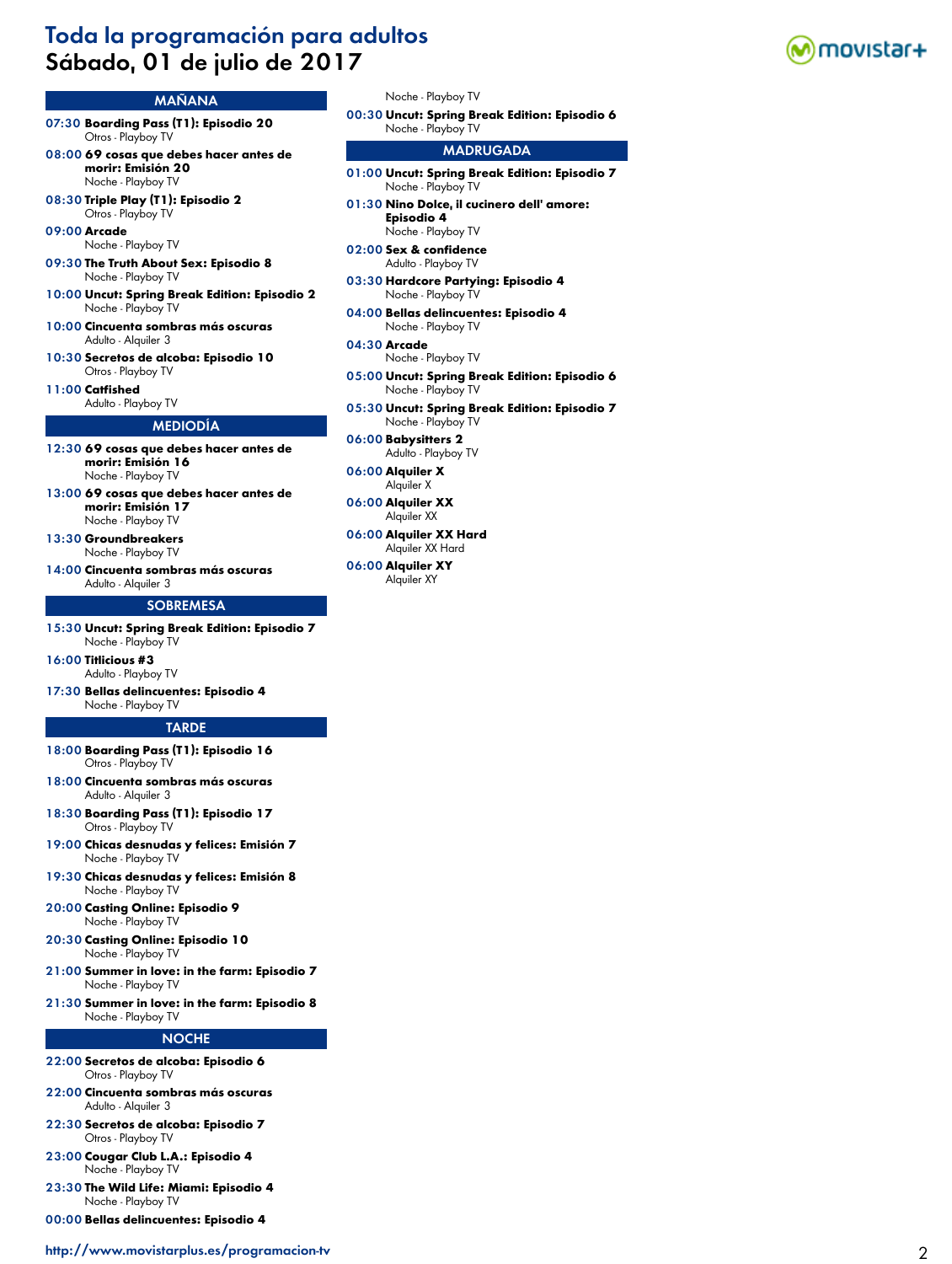# Toda la programación para adultos
## Sábado, 01 de julio de 2017

### MAÑANA

**07:30 Boarding Pass (T1): Episodio 20**
Otros - Playboy TV

**08:00 69 cosas que debes hacer antes de morir: Emisión 20**
Noche - Playboy TV

**08:30 Triple Play (T1): Episodio 2**
Otros - Playboy TV

**09:00 Arcade**
Noche - Playboy TV

**09:30 The Truth About Sex: Episodio 8**
Noche - Playboy TV

**10:00 Uncut: Spring Break Edition: Episodio 2**
Noche - Playboy TV

**10:00 Cincuenta sombras más oscuras**
Adulto - Alquiler 3

**10:30 Secretos de alcoba: Episodio 10**
Otros - Playboy TV

**11:00 Catfished**
Adulto - Playboy TV

### MEDIODÍA

**12:30 69 cosas que debes hacer antes de morir: Emisión 16**
Noche - Playboy TV

**13:00 69 cosas que debes hacer antes de morir: Emisión 17**
Noche - Playboy TV

**13:30 Groundbreakers**
Noche - Playboy TV

**14:00 Cincuenta sombras más oscuras**
Adulto - Alquiler 3

### SOBREMESA

**15:30 Uncut: Spring Break Edition: Episodio 7**
Noche - Playboy TV

**16:00 Titlicious #3**
Adulto - Playboy TV

**17:30 Bellas delincuentes: Episodio 4**
Noche - Playboy TV

### TARDE

**18:00 Boarding Pass (T1): Episodio 16**
Otros - Playboy TV

**18:00 Cincuenta sombras más oscuras**
Adulto - Alquiler 3

**18:30 Boarding Pass (T1): Episodio 17**
Otros - Playboy TV

**19:00 Chicas desnudas y felices: Emisión 7**
Noche - Playboy TV

**19:30 Chicas desnudas y felices: Emisión 8**
Noche - Playboy TV

**20:00 Casting Online: Episodio 9**
Noche - Playboy TV

**20:30 Casting Online: Episodio 10**
Noche - Playboy TV

**21:00 Summer in love: in the farm: Episodio 7**
Noche - Playboy TV

**21:30 Summer in love: in the farm: Episodio 8**
Noche - Playboy TV

### NOCHE

**22:00 Secretos de alcoba: Episodio 6**
Otros - Playboy TV

**22:00 Cincuenta sombras más oscuras**
Adulto - Alquiler 3

**22:30 Secretos de alcoba: Episodio 7**
Otros - Playboy TV

**23:00 Cougar Club L.A.: Episodio 4**
Noche - Playboy TV

**23:30 The Wild Life: Miami: Episodio 4**
Noche - Playboy TV

**00:00 Bellas delincuentes: Episodio 4**
Noche - Playboy TV

**00:30 Uncut: Spring Break Edition: Episodio 6**
Noche - Playboy TV

### MADRUGADA

**01:00 Uncut: Spring Break Edition: Episodio 7**
Noche - Playboy TV

**01:30 Nino Dolce, il cucinero dell' amore: Episodio 4**
Noche - Playboy TV

**02:00 Sex & confidence**
Adulto - Playboy TV

**03:30 Hardcore Partying: Episodio 4**
Noche - Playboy TV

**04:00 Bellas delincuentes: Episodio 4**
Noche - Playboy TV

**04:30 Arcade**
Noche - Playboy TV

**05:00 Uncut: Spring Break Edition: Episodio 6**
Noche - Playboy TV

**05:30 Uncut: Spring Break Edition: Episodio 7**
Noche - Playboy TV

**06:00 Babysitters 2**
Adulto - Playboy TV

**06:00 Alquiler X**
Alquiler X

**06:00 Alquiler XX**
Alquiler XX

**06:00 Alquiler XX Hard**
Alquiler XX Hard

**06:00 Alquiler XY**
Alquiler XY

http://www.movistarplus.es/programacion-tv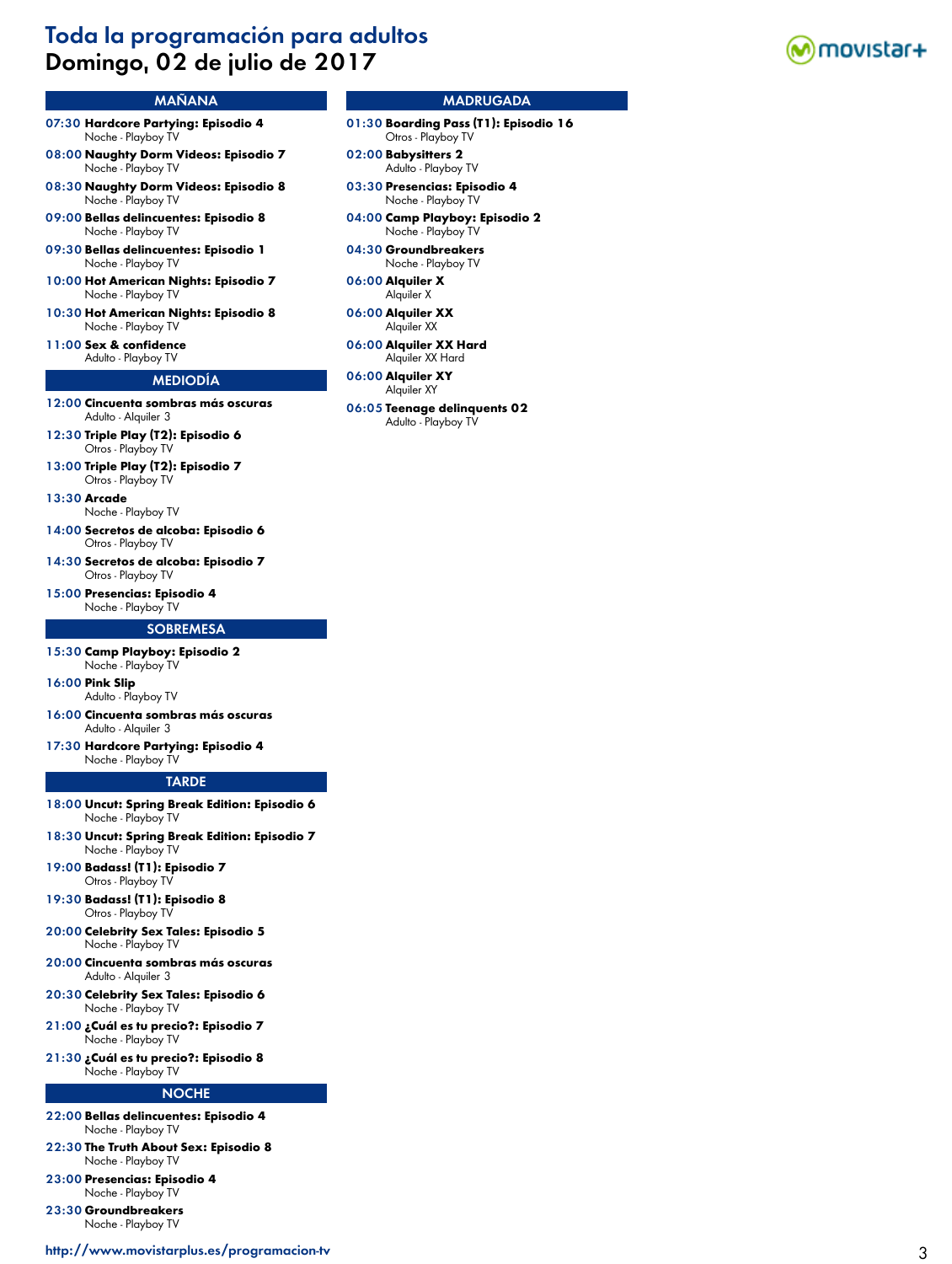# Toda la programación para adultos
## Domingo, 02 de julio de 2017

### MAÑANA

**07:30 Hardcore Partying: Episodio 4**
Noche - Playboy TV

**08:00 Naughty Dorm Videos: Episodio 7**
Noche - Playboy TV

**08:30 Naughty Dorm Videos: Episodio 8**
Noche - Playboy TV

**09:00 Bellas delincuentes: Episodio 8**
Noche - Playboy TV

**09:30 Bellas delincuentes: Episodio 1**
Noche - Playboy TV

**10:00 Hot American Nights: Episodio 7**
Noche - Playboy TV

**10:30 Hot American Nights: Episodio 8**
Noche - Playboy TV

**11:00 Sex & confidence**
Adulto - Playboy TV

### MEDIODÍA

**12:00 Cincuenta sombras más oscuras**
Adulto - Alquiler 3

**12:30 Triple Play (T2): Episodio 6**
Otros - Playboy TV

**13:00 Triple Play (T2): Episodio 7**
Otros - Playboy TV

**13:30 Arcade**
Noche - Playboy TV

**14:00 Secretos de alcoba: Episodio 6**
Otros - Playboy TV

**14:30 Secretos de alcoba: Episodio 7**
Otros - Playboy TV

**15:00 Presencias: Episodio 4**
Noche - Playboy TV

### SOBREMESA

**15:30 Camp Playboy: Episodio 2**
Noche - Playboy TV

**16:00 Pink Slip**
Adulto - Playboy TV

**16:00 Cincuenta sombras más oscuras**
Adulto - Alquiler 3

**17:30 Hardcore Partying: Episodio 4**
Noche - Playboy TV

### TARDE

**18:00 Uncut: Spring Break Edition: Episodio 6**
Noche - Playboy TV

**18:30 Uncut: Spring Break Edition: Episodio 7**
Noche - Playboy TV

**19:00 Badass! (T1): Episodio 7**
Otros - Playboy TV

**19:30 Badass! (T1): Episodio 8**
Otros - Playboy TV

**20:00 Celebrity Sex Tales: Episodio 5**
Noche - Playboy TV

**20:00 Cincuenta sombras más oscuras**
Adulto - Alquiler 3

**20:30 Celebrity Sex Tales: Episodio 6**
Noche - Playboy TV

**21:00 ¿Cuál es tu precio?: Episodio 7**
Noche - Playboy TV

**21:30 ¿Cuál es tu precio?: Episodio 8**
Noche - Playboy TV

### NOCHE

**22:00 Bellas delincuentes: Episodio 4**
Noche - Playboy TV

**22:30 The Truth About Sex: Episodio 8**
Noche - Playboy TV

**23:00 Presencias: Episodio 4**
Noche - Playboy TV

**23:30 Groundbreakers**
Noche - Playboy TV

### MADRUGADA

**01:30 Boarding Pass (T1): Episodio 16**
Otros - Playboy TV

**02:00 Babysitters 2**
Adulto - Playboy TV

**03:30 Presencias: Episodio 4**
Noche - Playboy TV

**04:00 Camp Playboy: Episodio 2**
Noche - Playboy TV

**04:30 Groundbreakers**
Noche - Playboy TV

**06:00 Alquiler X**
Alquiler X

**06:00 Alquiler XX**
Alquiler XX

**06:00 Alquiler XX Hard**
Alquiler XX Hard

**06:00 Alquiler XY**
Alquiler XY

**06:05 Teenage delinquents 02**
Adulto - Playboy TV

http://www.movistarplus.es/programacion-tv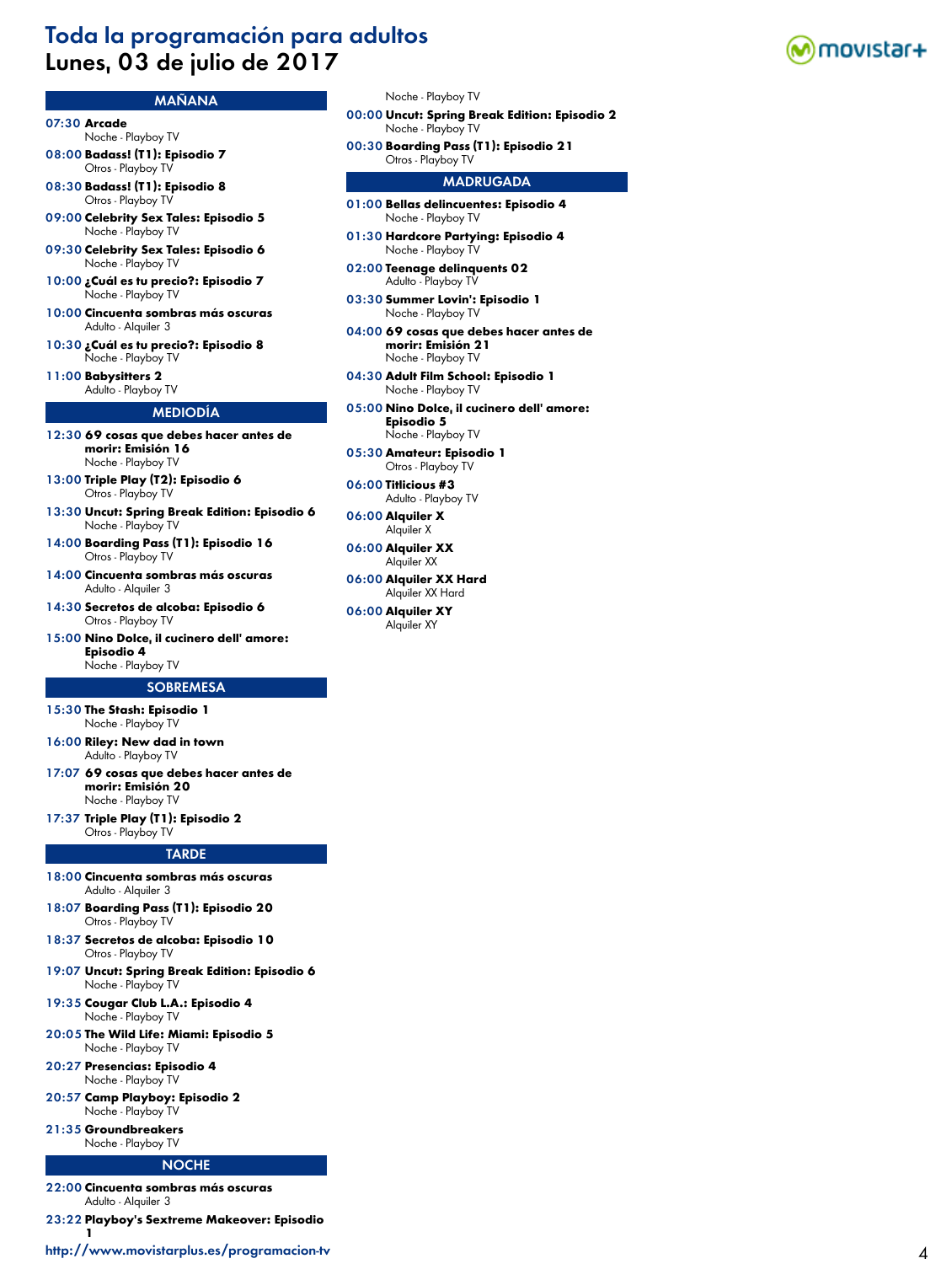# Toda la programación para adultos

## Lunes, 03 de julio de 2017

### MAÑANA

**07:30 Arcade**
Noche - Playboy TV

**08:00 Badass! (T1): Episodio 7**
Otros - Playboy TV

**08:30 Badass! (T1): Episodio 8**
Otros - Playboy TV

**09:00 Celebrity Sex Tales: Episodio 5**
Noche - Playboy TV

**09:30 Celebrity Sex Tales: Episodio 6**
Noche - Playboy TV

**10:00 ¿Cuál es tu precio?: Episodio 7**
Noche - Playboy TV

**10:00 Cincuenta sombras más oscuras**
Adulto - Alquiler 3

**10:30 ¿Cuál es tu precio?: Episodio 8**
Noche - Playboy TV

**11:00 Babysitters 2**
Adulto - Playboy TV

### MEDIODÍA

**12:30 69 cosas que debes hacer antes de morir: Emisión 16**
Noche - Playboy TV

**13:00 Triple Play (T2): Episodio 6**
Otros - Playboy TV

**13:30 Uncut: Spring Break Edition: Episodio 6**
Noche - Playboy TV

**14:00 Boarding Pass (T1): Episodio 16**
Otros - Playboy TV

**14:00 Cincuenta sombras más oscuras**
Adulto - Alquiler 3

**14:30 Secretos de alcoba: Episodio 6**
Otros - Playboy TV

**15:00 Nino Dolce, il cucinero dell' amore: Episodio 4**
Noche - Playboy TV

### SOBREMESA

**15:30 The Stash: Episodio 1**
Noche - Playboy TV

**16:00 Riley: New dad in town**
Adulto - Playboy TV

**17:07 69 cosas que debes hacer antes de morir: Emisión 20**
Noche - Playboy TV

**17:37 Triple Play (T1): Episodio 2**
Otros - Playboy TV

### TARDE

**18:00 Cincuenta sombras más oscuras**
Adulto - Alquiler 3

**18:07 Boarding Pass (T1): Episodio 20**
Otros - Playboy TV

**18:37 Secretos de alcoba: Episodio 10**
Otros - Playboy TV

**19:07 Uncut: Spring Break Edition: Episodio 6**
Noche - Playboy TV

**19:35 Cougar Club L.A.: Episodio 4**
Noche - Playboy TV

**20:05 The Wild Life: Miami: Episodio 5**
Noche - Playboy TV

**20:27 Presencias: Episodio 4**
Noche - Playboy TV

**20:57 Camp Playboy: Episodio 2**
Noche - Playboy TV

**21:35 Groundbreakers**
Noche - Playboy TV

### NOCHE

**22:00 Cincuenta sombras más oscuras**
Adulto - Alquiler 3

**23:22 Playboy's Sextreme Makeover: Episodio 1**
Noche - Playboy TV

**00:00 Uncut: Spring Break Edition: Episodio 2**
Noche - Playboy TV

**00:30 Boarding Pass (T1): Episodio 21**
Otros - Playboy TV

### MADRUGADA

**01:00 Bellas delincuentes: Episodio 4**
Noche - Playboy TV

**01:30 Hardcore Partying: Episodio 4**
Noche - Playboy TV

**02:00 Teenage delinquents 02**
Adulto - Playboy TV

**03:30 Summer Lovin': Episodio 1**
Noche - Playboy TV

**04:00 69 cosas que debes hacer antes de morir: Emisión 21**
Noche - Playboy TV

**04:30 Adult Film School: Episodio 1**
Noche - Playboy TV

**05:00 Nino Dolce, il cucinero dell' amore: Episodio 5**
Noche - Playboy TV

**05:30 Amateur: Episodio 1**
Otros - Playboy TV

**06:00 Titlicious #3**
Adulto - Playboy TV

**06:00 Alquiler X**
Alquiler X

**06:00 Alquiler XX**
Alquiler XX

**06:00 Alquiler XX Hard**
Alquiler XX Hard

**06:00 Alquiler XY**
Alquiler XY

http://www.movistarplus.es/programacion-tv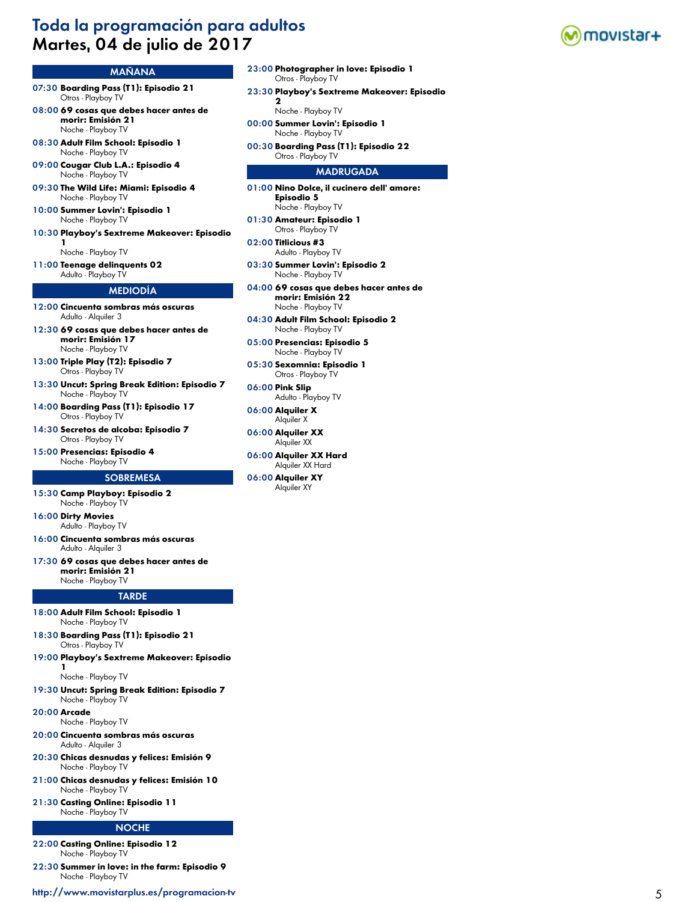# Toda la programación para adultos

## Martes, 04 de julio de 2017

### MAÑANA

**07:30 Boarding Pass (T1): Episodio 21**
Otros - Playboy TV

**08:00 69 cosas que debes hacer antes de morir: Emisión 21**
Noche - Playboy TV

**08:30 Adult Film School: Episodio 1**
Noche - Playboy TV

**09:00 Cougar Club L.A.: Episodio 4**
Noche - Playboy TV

**09:30 The Wild Life: Miami: Episodio 4**
Noche - Playboy TV

**10:00 Summer Lovin': Episodio 1**
Noche - Playboy TV

**10:30 Playboy's Sextreme Makeover: Episodio 1**
Noche - Playboy TV

**11:00 Teenage delinquents 02**
Adulto - Playboy TV

### MEDIODÍA

**12:00 Cincuenta sombras más oscuras**
Adulto - Alquiler 3

**12:30 69 cosas que debes hacer antes de morir: Emisión 17**
Noche - Playboy TV

**13:00 Triple Play (T2): Episodio 7**
Otros - Playboy TV

**13:30 Uncut: Spring Break Edition: Episodio 7**
Noche - Playboy TV

**14:00 Boarding Pass (T1): Episodio 17**
Otros - Playboy TV

**14:30 Secretos de alcoba: Episodio 7**
Otros - Playboy TV

**15:00 Presencias: Episodio 4**
Noche - Playboy TV

### SOBREMESA

**15:30 Camp Playboy: Episodio 2**
Noche - Playboy TV

**16:00 Dirty Movies**
Adulto - Playboy TV

**16:00 Cincuenta sombras más oscuras**
Adulto - Alquiler 3

**17:30 69 cosas que debes hacer antes de morir: Emisión 21**
Noche - Playboy TV

### TARDE

**18:00 Adult Film School: Episodio 1**
Noche - Playboy TV

**18:30 Boarding Pass (T1): Episodio 21**
Otros - Playboy TV

**19:00 Playboy's Sextreme Makeover: Episodio 1**
Noche - Playboy TV

**19:30 Uncut: Spring Break Edition: Episodio 7**
Noche - Playboy TV

**20:00 Arcade**
Noche - Playboy TV

**20:00 Cincuenta sombras más oscuras**
Adulto - Alquiler 3

**20:30 Chicas desnudas y felices: Emisión 9**
Noche - Playboy TV

**21:00 Chicas desnudas y felices: Emisión 10**
Noche - Playboy TV

**21:30 Casting Online: Episodio 11**
Noche - Playboy TV

### NOCHE

**22:00 Casting Online: Episodio 12**
Noche - Playboy TV

**22:30 Summer in love: in the farm: Episodio 9**
Noche - Playboy TV

**23:00 Photographer in love: Episodio 1**
Otros - Playboy TV

**23:30 Playboy's Sextreme Makeover: Episodio 2**
Noche - Playboy TV

**00:00 Summer Lovin': Episodio 1**
Noche - Playboy TV

**00:30 Boarding Pass (T1): Episodio 22**
Otros - Playboy TV

### MADRUGADA

**01:00 Nino Dolce, il cucinero dell' amore: Episodio 5**
Noche - Playboy TV

**01:30 Amateur: Episodio 1**
Otros - Playboy TV

**02:00 Titlicious #3**
Adulto - Playboy TV

**03:30 Summer Lovin': Episodio 2**
Noche - Playboy TV

**04:00 69 cosas que debes hacer antes de morir: Emisión 22**
Noche - Playboy TV

**04:30 Adult Film School: Episodio 2**
Noche - Playboy TV

**05:00 Presencias: Episodio 5**
Noche - Playboy TV

**05:30 Sexomnia: Episodio 1**
Otros - Playboy TV

**06:00 Pink Slip**
Adulto - Playboy TV

**06:00 Alquiler X**
Alquiler X

**06:00 Alquiler XX**
Alquiler XX

**06:00 Alquiler XX Hard**
Alquiler XX Hard

**06:00 Alquiler XY**
Alquiler XY

http://www.movistarplus.es/programacion-tv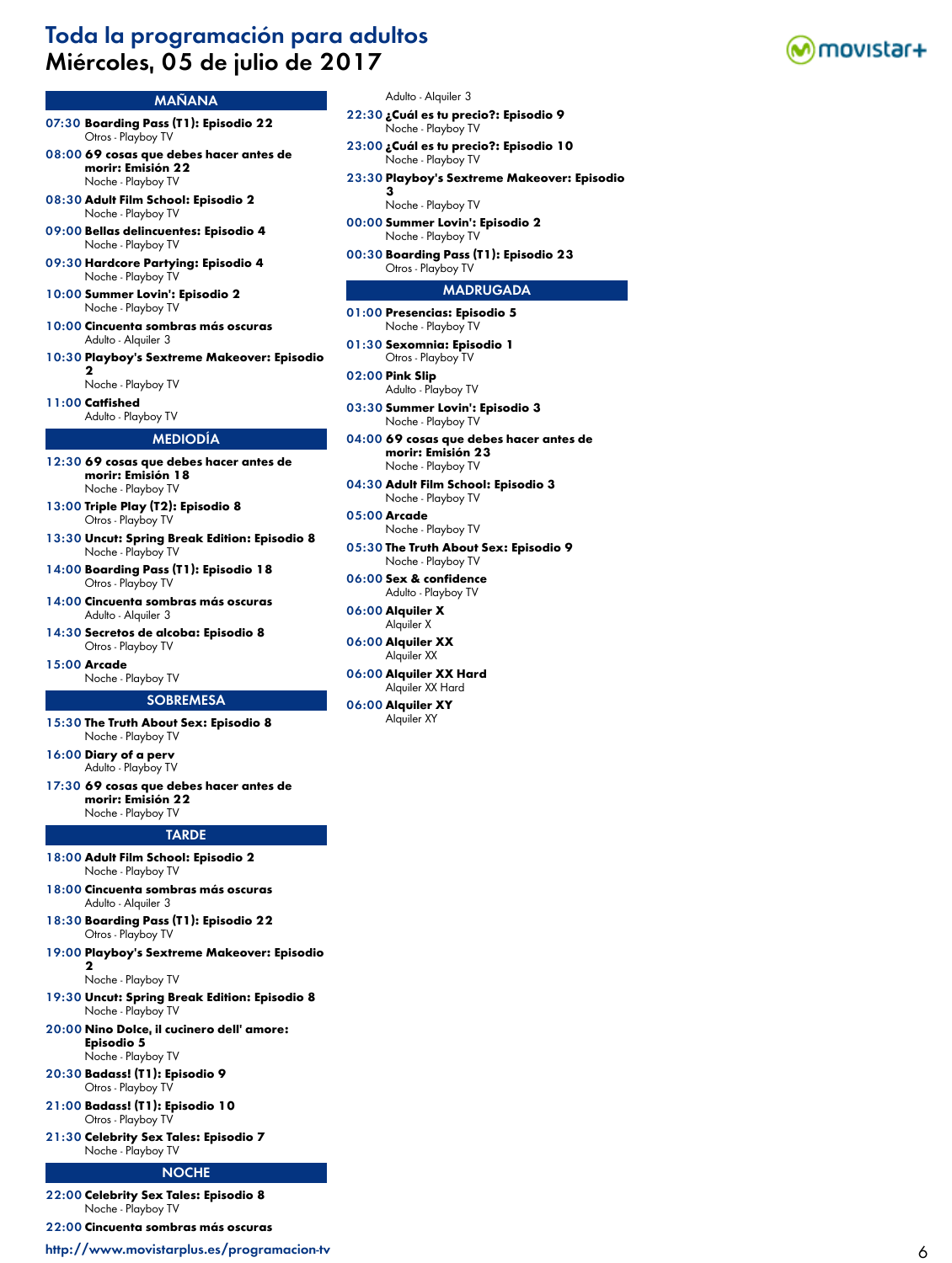# Toda la programación para adultos
## Miércoles, 05 de julio de 2017

### MAÑANA

**07:30 Boarding Pass (T1): Episodio 22**
Otros - Playboy TV

**08:00 69 cosas que debes hacer antes de morir: Emisión 22**
Noche - Playboy TV

**08:30 Adult Film School: Episodio 2**
Noche - Playboy TV

**09:00 Bellas delincuentes: Episodio 4**
Noche - Playboy TV

**09:30 Hardcore Partying: Episodio 4**
Noche - Playboy TV

**10:00 Summer Lovin': Episodio 2**
Noche - Playboy TV

**10:00 Cincuenta sombras más oscuras**
Adulto - Alquiler 3

**10:30 Playboy's Sextreme Makeover: Episodio 2**
Noche - Playboy TV

**11:00 Catfished**
Adulto - Playboy TV

### MEDIODÍA

**12:30 69 cosas que debes hacer antes de morir: Emisión 18**
Noche - Playboy TV

**13:00 Triple Play (T2): Episodio 8**
Otros - Playboy TV

**13:30 Uncut: Spring Break Edition: Episodio 8**
Noche - Playboy TV

**14:00 Boarding Pass (T1): Episodio 18**
Otros - Playboy TV

**14:00 Cincuenta sombras más oscuras**
Adulto - Alquiler 3

**14:30 Secretos de alcoba: Episodio 8**
Otros - Playboy TV

**15:00 Arcade**
Noche - Playboy TV

### SOBREMESA

**15:30 The Truth About Sex: Episodio 8**
Noche - Playboy TV

**16:00 Diary of a perv**
Adulto - Playboy TV

**17:30 69 cosas que debes hacer antes de morir: Emisión 22**
Noche - Playboy TV

### TARDE

**18:00 Adult Film School: Episodio 2**
Noche - Playboy TV

**18:00 Cincuenta sombras más oscuras**
Adulto - Alquiler 3

**18:30 Boarding Pass (T1): Episodio 22**
Otros - Playboy TV

**19:00 Playboy's Sextreme Makeover: Episodio 2**
Noche - Playboy TV

**19:30 Uncut: Spring Break Edition: Episodio 8**
Noche - Playboy TV

**20:00 Nino Dolce, il cucinero dell' amore: Episodio 5**
Noche - Playboy TV

**20:30 Badass! (T1): Episodio 9**
Otros - Playboy TV

**21:00 Badass! (T1): Episodio 10**
Otros - Playboy TV

**21:30 Celebrity Sex Tales: Episodio 7**
Noche - Playboy TV

### NOCHE

**22:00 Celebrity Sex Tales: Episodio 8**
Noche - Playboy TV

**22:00 Cincuenta sombras más oscuras**
Adulto - Alquiler 3

**22:30 ¿Cuál es tu precio?: Episodio 9**
Noche - Playboy TV

**23:00 ¿Cuál es tu precio?: Episodio 10**
Noche - Playboy TV

**23:30 Playboy's Sextreme Makeover: Episodio 3**
Noche - Playboy TV

**00:00 Summer Lovin': Episodio 2**
Noche - Playboy TV

**00:30 Boarding Pass (T1): Episodio 23**
Otros - Playboy TV

### MADRUGADA

**01:00 Presencias: Episodio 5**
Noche - Playboy TV

**01:30 Sexomnia: Episodio 1**
Otros - Playboy TV

**02:00 Pink Slip**
Adulto - Playboy TV

**03:30 Summer Lovin': Episodio 3**
Noche - Playboy TV

**04:00 69 cosas que debes hacer antes de morir: Emisión 23**
Noche - Playboy TV

**04:30 Adult Film School: Episodio 3**
Noche - Playboy TV

**05:00 Arcade**
Noche - Playboy TV

**05:30 The Truth About Sex: Episodio 9**
Noche - Playboy TV

**06:00 Sex & confidence**
Adulto - Playboy TV

**06:00 Alquiler X**
Alquiler X

**06:00 Alquiler XX**
Alquiler XX

**06:00 Alquiler XX Hard**
Alquiler XX Hard

**06:00 Alquiler XY**
Alquiler XY

http://www.movistarplus.es/programacion-tv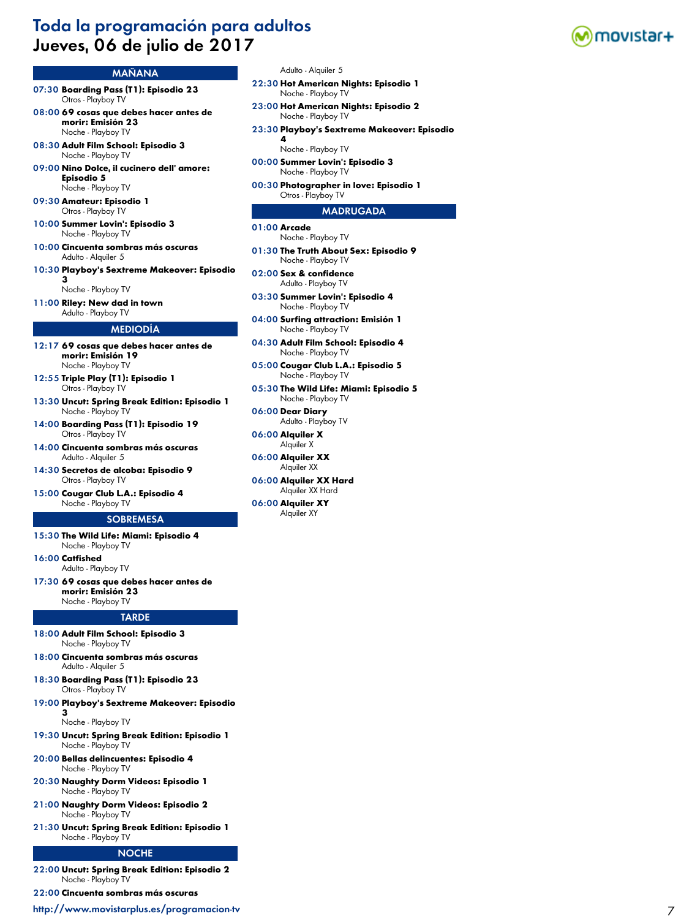# Toda la programación para adultos
## Jueves, 06 de julio de 2017

### MAÑANA

**07:30 Boarding Pass (T1): Episodio 23**
Otros - Playboy TV

**08:00 69 cosas que debes hacer antes de morir: Emisión 23**
Noche - Playboy TV

**08:30 Adult Film School: Episodio 3**
Noche - Playboy TV

**09:00 Nino Dolce, il cucinero dell' amore: Episodio 5**
Noche - Playboy TV

**09:30 Amateur: Episodio 1**
Otros - Playboy TV

**10:00 Summer Lovin': Episodio 3**
Noche - Playboy TV

**10:00 Cincuenta sombras más oscuras**
Adulto - Alquiler 5

**10:30 Playboy's Sextreme Makeover: Episodio 3**
Noche - Playboy TV

**11:00 Riley: New dad in town**
Adulto - Playboy TV

### MEDIODÍA

**12:17 69 cosas que debes hacer antes de morir: Emisión 19**
Noche - Playboy TV

**12:55 Triple Play (T1): Episodio 1**
Otros - Playboy TV

**13:30 Uncut: Spring Break Edition: Episodio 1**
Noche - Playboy TV

**14:00 Boarding Pass (T1): Episodio 19**
Otros - Playboy TV

**14:00 Cincuenta sombras más oscuras**
Adulto - Alquiler 5

**14:30 Secretos de alcoba: Episodio 9**
Otros - Playboy TV

**15:00 Cougar Club L.A.: Episodio 4**
Noche - Playboy TV

### SOBREMESA

**15:30 The Wild Life: Miami: Episodio 4**
Noche - Playboy TV

**16:00 Catfished**
Adulto - Playboy TV

**17:30 69 cosas que debes hacer antes de morir: Emisión 23**
Noche - Playboy TV

### TARDE

**18:00 Adult Film School: Episodio 3**
Noche - Playboy TV

**18:00 Cincuenta sombras más oscuras**
Adulto - Alquiler 5

**18:30 Boarding Pass (T1): Episodio 23**
Otros - Playboy TV

**19:00 Playboy's Sextreme Makeover: Episodio 3**
Noche - Playboy TV

**19:30 Uncut: Spring Break Edition: Episodio 1**
Noche - Playboy TV

**20:00 Bellas delincuentes: Episodio 4**
Noche - Playboy TV

**20:30 Naughty Dorm Videos: Episodio 1**
Noche - Playboy TV

**21:00 Naughty Dorm Videos: Episodio 2**
Noche - Playboy TV

**21:30 Uncut: Spring Break Edition: Episodio 1**
Noche - Playboy TV

### NOCHE

**22:00 Uncut: Spring Break Edition: Episodio 2**
Noche - Playboy TV

**22:00 Cincuenta sombras más oscuras**
Adulto - Alquiler 5

**22:30 Hot American Nights: Episodio 1**
Noche - Playboy TV

**23:00 Hot American Nights: Episodio 2**
Noche - Playboy TV

**23:30 Playboy's Sextreme Makeover: Episodio 4**
Noche - Playboy TV

**00:00 Summer Lovin': Episodio 3**
Noche - Playboy TV

**00:30 Photographer in love: Episodio 1**
Otros - Playboy TV

### MADRUGADA

**01:00 Arcade**
Noche - Playboy TV

**01:30 The Truth About Sex: Episodio 9**
Noche - Playboy TV

**02:00 Sex & confidence**
Adulto - Playboy TV

**03:30 Summer Lovin': Episodio 4**
Noche - Playboy TV

**04:00 Surfing attraction: Emisión 1**
Noche - Playboy TV

**04:30 Adult Film School: Episodio 4**
Noche - Playboy TV

**05:00 Cougar Club L.A.: Episodio 5**
Noche - Playboy TV

**05:30 The Wild Life: Miami: Episodio 5**
Noche - Playboy TV

**06:00 Dear Diary**
Adulto - Playboy TV

**06:00 Alquiler X**
Alquiler X

**06:00 Alquiler XX**
Alquiler XX

**06:00 Alquiler XX Hard**
Alquiler XX Hard

**06:00 Alquiler XY**
Alquiler XY

http://www.movistarplus.es/programacion-tv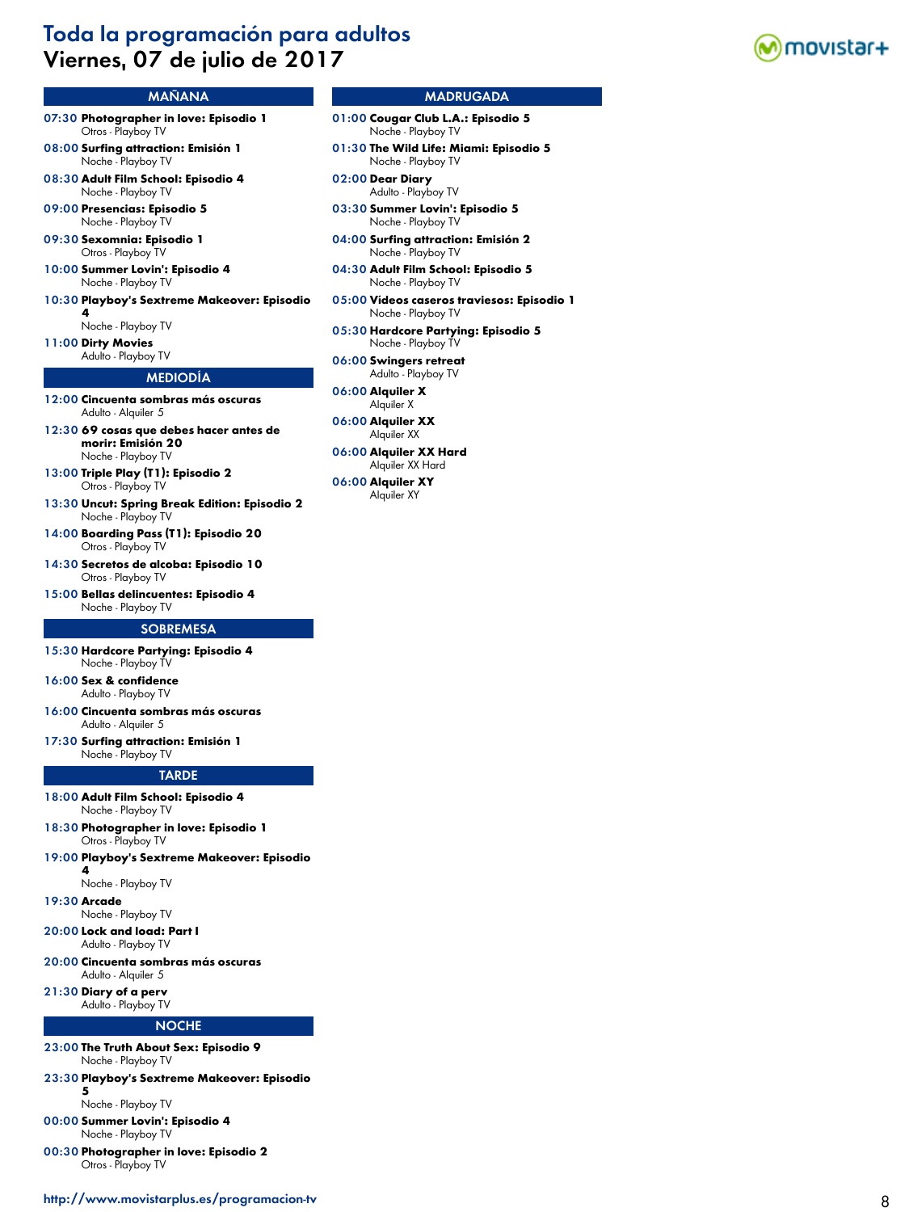# Toda la programación para adultos
## Viernes, 07 de julio de 2017

### MAÑANA

**07:30 Photographer in love: Episodio 1**
Otros - Playboy TV

**08:00 Surfing attraction: Emisión 1**
Noche - Playboy TV

**08:30 Adult Film School: Episodio 4**
Noche - Playboy TV

**09:00 Presencias: Episodio 5**
Noche - Playboy TV

**09:30 Sexomnia: Episodio 1**
Otros - Playboy TV

**10:00 Summer Lovin': Episodio 4**
Noche - Playboy TV

**10:30 Playboy's Sextreme Makeover: Episodio 4**
Noche - Playboy TV

**11:00 Dirty Movies**
Adulto - Playboy TV

### MEDIODÍA

**12:00 Cincuenta sombras más oscuras**
Adulto - Alquiler 5

**12:30 69 cosas que debes hacer antes de morir: Emisión 20**
Noche - Playboy TV

**13:00 Triple Play (T1): Episodio 2**
Otros - Playboy TV

**13:30 Uncut: Spring Break Edition: Episodio 2**
Noche - Playboy TV

**14:00 Boarding Pass (T1): Episodio 20**
Otros - Playboy TV

**14:30 Secretos de alcoba: Episodio 10**
Otros - Playboy TV

**15:00 Bellas delincuentes: Episodio 4**
Noche - Playboy TV

### SOBREMESA

**15:30 Hardcore Partying: Episodio 4**
Noche - Playboy TV

**16:00 Sex & confidence**
Adulto - Playboy TV

**16:00 Cincuenta sombras más oscuras**
Adulto - Alquiler 5

**17:30 Surfing attraction: Emisión 1**
Noche - Playboy TV

### TARDE

**18:00 Adult Film School: Episodio 4**
Noche - Playboy TV

**18:30 Photographer in love: Episodio 1**
Otros - Playboy TV

**19:00 Playboy's Sextreme Makeover: Episodio 4**
Noche - Playboy TV

**19:30 Arcade**
Noche - Playboy TV

**20:00 Lock and load: Part I**
Adulto - Playboy TV

**20:00 Cincuenta sombras más oscuras**
Adulto - Alquiler 5

**21:30 Diary of a perv**
Adulto - Playboy TV

### NOCHE

**23:00 The Truth About Sex: Episodio 9**
Noche - Playboy TV

**23:30 Playboy's Sextreme Makeover: Episodio 5**
Noche - Playboy TV

**00:00 Summer Lovin': Episodio 4**
Noche - Playboy TV

**00:30 Photographer in love: Episodio 2**
Otros - Playboy TV

### MADRUGADA

**01:00 Cougar Club L.A.: Episodio 5**
Noche - Playboy TV

**01:30 The Wild Life: Miami: Episodio 5**
Noche - Playboy TV

**02:00 Dear Diary**
Adulto - Playboy TV

**03:30 Summer Lovin': Episodio 5**
Noche - Playboy TV

**04:00 Surfing attraction: Emisión 2**
Noche - Playboy TV

**04:30 Adult Film School: Episodio 5**
Noche - Playboy TV

**05:00 Vídeos caseros traviesos: Episodio 1**
Noche - Playboy TV

**05:30 Hardcore Partying: Episodio 5**
Noche - Playboy TV

**06:00 Swingers retreat**
Adulto - Playboy TV

**06:00 Alquiler X**
Alquiler X

**06:00 Alquiler XX**
Alquiler XX

**06:00 Alquiler XX Hard**
Alquiler XX Hard

**06:00 Alquiler XY**
Alquiler XY

http://www.movistarplus.es/programacion-tv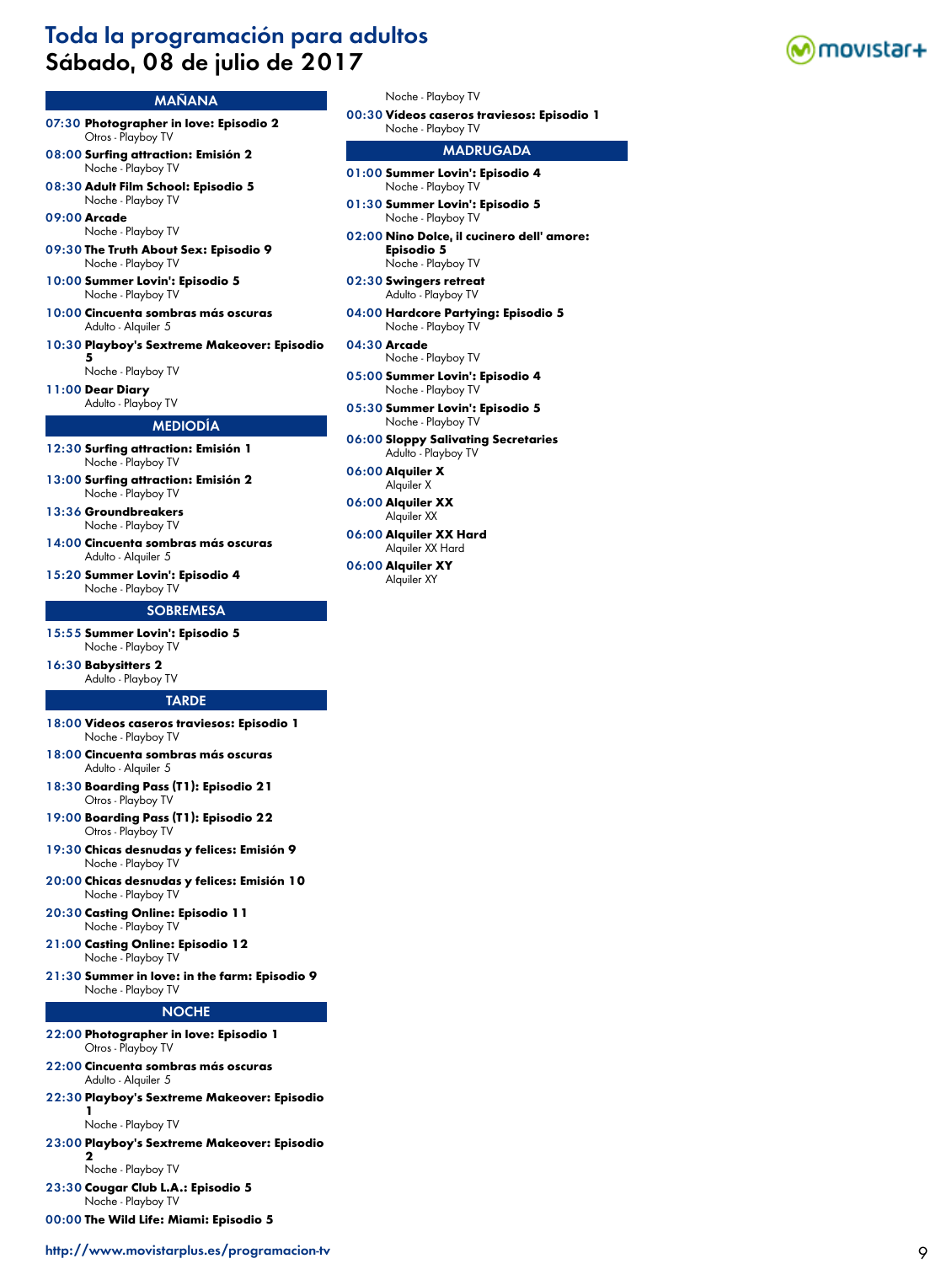# Toda la programación para adultos
## Sábado, 08 de julio de 2017

### MAÑANA

**07:30 Photographer in love: Episodio 2**
Otros - Playboy TV

**08:00 Surfing attraction: Emisión 2**
Noche - Playboy TV

**08:30 Adult Film School: Episodio 5**
Noche - Playboy TV

**09:00 Arcade**
Noche - Playboy TV

**09:30 The Truth About Sex: Episodio 9**
Noche - Playboy TV

**10:00 Summer Lovin': Episodio 5**
Noche - Playboy TV

**10:00 Cincuenta sombras más oscuras**
Adulto - Alquiler 5

**10:30 Playboy's Sextreme Makeover: Episodio 5**
Noche - Playboy TV

**11:00 Dear Diary**
Adulto - Playboy TV

### MEDIODÍA

**12:30 Surfing attraction: Emisión 1**
Noche - Playboy TV

**13:00 Surfing attraction: Emisión 2**
Noche - Playboy TV

**13:36 Groundbreakers**
Noche - Playboy TV

**14:00 Cincuenta sombras más oscuras**
Adulto - Alquiler 5

**15:20 Summer Lovin': Episodio 4**
Noche - Playboy TV

### SOBREMESA

**15:55 Summer Lovin': Episodio 5**
Noche - Playboy TV

**16:30 Babysitters 2**
Adulto - Playboy TV

### TARDE

**18:00 Vídeos caseros traviesos: Episodio 1**
Noche - Playboy TV

**18:00 Cincuenta sombras más oscuras**
Adulto - Alquiler 5

**18:30 Boarding Pass (T1): Episodio 21**
Otros - Playboy TV

**19:00 Boarding Pass (T1): Episodio 22**
Otros - Playboy TV

**19:30 Chicas desnudas y felices: Emisión 9**
Noche - Playboy TV

**20:00 Chicas desnudas y felices: Emisión 10**
Noche - Playboy TV

**20:30 Casting Online: Episodio 11**
Noche - Playboy TV

**21:00 Casting Online: Episodio 12**
Noche - Playboy TV

**21:30 Summer in love: in the farm: Episodio 9**
Noche - Playboy TV

### NOCHE

**22:00 Photographer in love: Episodio 1**
Otros - Playboy TV

**22:00 Cincuenta sombras más oscuras**
Adulto - Alquiler 5

**22:30 Playboy's Sextreme Makeover: Episodio 1**
Noche - Playboy TV

**23:00 Playboy's Sextreme Makeover: Episodio 2**
Noche - Playboy TV

**23:30 Cougar Club L.A.: Episodio 5**
Noche - Playboy TV

**00:00 The Wild Life: Miami: Episodio 5**
Noche - Playboy TV

**00:30 Vídeos caseros traviesos: Episodio 1**
Noche - Playboy TV

### MADRUGADA

**01:00 Summer Lovin': Episodio 4**
Noche - Playboy TV

**01:30 Summer Lovin': Episodio 5**
Noche - Playboy TV

**02:00 Nino Dolce, il cucinero dell' amore: Episodio 5**
Noche - Playboy TV

**02:30 Swingers retreat**
Adulto - Playboy TV

**04:00 Hardcore Partying: Episodio 5**
Noche - Playboy TV

**04:30 Arcade**
Noche - Playboy TV

**05:00 Summer Lovin': Episodio 4**
Noche - Playboy TV

**05:30 Summer Lovin': Episodio 5**
Noche - Playboy TV

**06:00 Sloppy Salivating Secretaries**
Adulto - Playboy TV

**06:00 Alquiler X**
Alquiler X

**06:00 Alquiler XX**
Alquiler XX

**06:00 Alquiler XX Hard**
Alquiler XX Hard

**06:00 Alquiler XY**
Alquiler XY

http://www.movistarplus.es/programacion-tv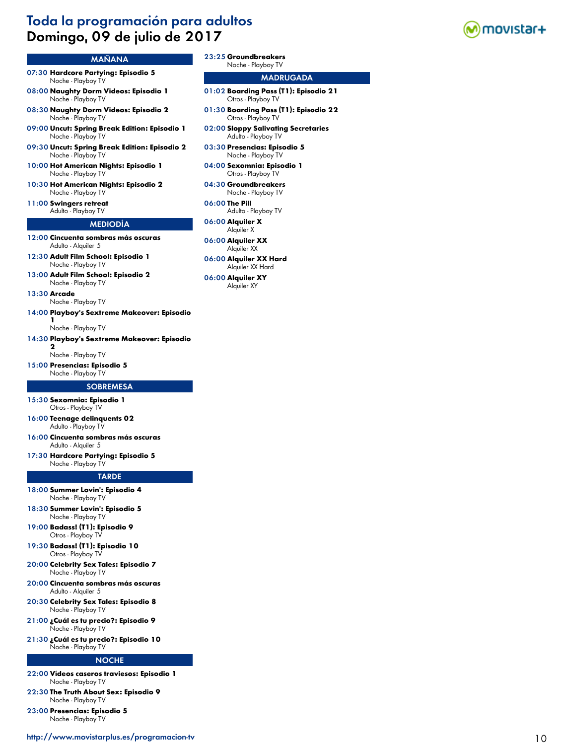# Toda la programación para adultos
## Domingo, 09 de julio de 2017

### MAÑANA

**07:30 Hardcore Partying: Episodio 5**
Noche - Playboy TV

**08:00 Naughty Dorm Videos: Episodio 1**
Noche - Playboy TV

**08:30 Naughty Dorm Videos: Episodio 2**
Noche - Playboy TV

**09:00 Uncut: Spring Break Edition: Episodio 1**
Noche - Playboy TV

**09:30 Uncut: Spring Break Edition: Episodio 2**
Noche - Playboy TV

**10:00 Hot American Nights: Episodio 1**
Noche - Playboy TV

**10:30 Hot American Nights: Episodio 2**
Noche - Playboy TV

**11:00 Swingers retreat**
Adulto - Playboy TV

### MEDIODÍA

**12:00 Cincuenta sombras más oscuras**
Adulto - Alquiler 5

**12:30 Adult Film School: Episodio 1**
Noche - Playboy TV

**13:00 Adult Film School: Episodio 2**
Noche - Playboy TV

**13:30 Arcade**
Noche - Playboy TV

**14:00 Playboy's Sextreme Makeover: Episodio 1**
Noche - Playboy TV

**14:30 Playboy's Sextreme Makeover: Episodio 2**
Noche - Playboy TV

**15:00 Presencias: Episodio 5**
Noche - Playboy TV

### SOBREMESA

**15:30 Sexomnia: Episodio 1**
Otros - Playboy TV

**16:00 Teenage delinquents 02**
Adulto - Playboy TV

**16:00 Cincuenta sombras más oscuras**
Adulto - Alquiler 5

**17:30 Hardcore Partying: Episodio 5**
Noche - Playboy TV

### TARDE

**18:00 Summer Lovin': Episodio 4**
Noche - Playboy TV

**18:30 Summer Lovin': Episodio 5**
Noche - Playboy TV

**19:00 Badass! (T1): Episodio 9**
Otros - Playboy TV

**19:30 Badass! (T1): Episodio 10**
Otros - Playboy TV

**20:00 Celebrity Sex Tales: Episodio 7**
Noche - Playboy TV

**20:00 Cincuenta sombras más oscuras**
Adulto - Alquiler 5

**20:30 Celebrity Sex Tales: Episodio 8**
Noche - Playboy TV

**21:00 ¿Cuál es tu precio?: Episodio 9**
Noche - Playboy TV

**21:30 ¿Cuál es tu precio?: Episodio 10**
Noche - Playboy TV

### NOCHE

**22:00 Vídeos caseros traviesos: Episodio 1**
Noche - Playboy TV

**22:30 The Truth About Sex: Episodio 9**
Noche - Playboy TV

**23:00 Presencias: Episodio 5**
Noche - Playboy TV

**23:25 Groundbreakers**
Noche - Playboy TV

### MADRUGADA

**01:02 Boarding Pass (T1): Episodio 21**
Otros - Playboy TV

**01:30 Boarding Pass (T1): Episodio 22**
Otros - Playboy TV

**02:00 Sloppy Salivating Secretaries**
Adulto - Playboy TV

**03:30 Presencias: Episodio 5**
Noche - Playboy TV

**04:00 Sexomnia: Episodio 1**
Otros - Playboy TV

**04:30 Groundbreakers**
Noche - Playboy TV

**06:00 The Pill**
Adulto - Playboy TV

**06:00 Alquiler X**
Alquiler X

**06:00 Alquiler XX**
Alquiler XX

**06:00 Alquiler XX Hard**
Alquiler XX Hard

**06:00 Alquiler XY**
Alquiler XY

http://www.movistarplus.es/programacion-tv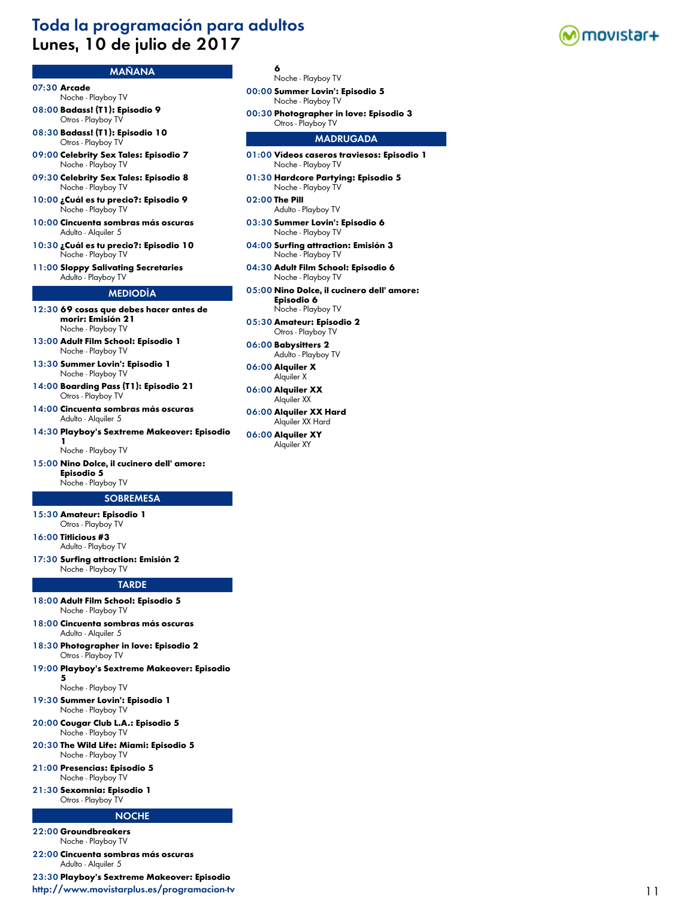# Toda la programación para adultos
## Lunes, 10 de julio de 2017

### MAÑANA

**07:30 Arcade**
Noche - Playboy TV

**08:00 Badass! (T1): Episodio 9**
Otros - Playboy TV

**08:30 Badass! (T1): Episodio 10**
Otros - Playboy TV

**09:00 Celebrity Sex Tales: Episodio 7**
Noche - Playboy TV

**09:30 Celebrity Sex Tales: Episodio 8**
Noche - Playboy TV

**10:00 ¿Cuál es tu precio?: Episodio 9**
Noche - Playboy TV

**10:00 Cincuenta sombras más oscuras**
Adulto - Alquiler 5

**10:30 ¿Cuál es tu precio?: Episodio 10**
Noche - Playboy TV

**11:00 Sloppy Salivating Secretaries**
Adulto - Playboy TV

### MEDIODÍA

**12:30 69 cosas que debes hacer antes de morir: Emisión 21**
Noche - Playboy TV

**13:00 Adult Film School: Episodio 1**
Noche - Playboy TV

**13:30 Summer Lovin': Episodio 1**
Noche - Playboy TV

**14:00 Boarding Pass (T1): Episodio 21**
Otros - Playboy TV

**14:00 Cincuenta sombras más oscuras**
Adulto - Alquiler 5

**14:30 Playboy's Sextreme Makeover: Episodio 1**
Noche - Playboy TV

**15:00 Nino Dolce, il cucinero dell' amore: Episodio 5**
Noche - Playboy TV

### SOBREMESA

**15:30 Amateur: Episodio 1**
Otros - Playboy TV

**16:00 Titlicious #3**
Adulto - Playboy TV

**17:30 Surfing attraction: Emisión 2**
Noche - Playboy TV

### TARDE

**18:00 Adult Film School: Episodio 5**
Noche - Playboy TV

**18:00 Cincuenta sombras más oscuras**
Adulto - Alquiler 5

**18:30 Photographer in love: Episodio 2**
Otros - Playboy TV

**19:00 Playboy's Sextreme Makeover: Episodio 5**
Noche - Playboy TV

**19:30 Summer Lovin': Episodio 1**
Noche - Playboy TV

**20:00 Cougar Club L.A.: Episodio 5**
Noche - Playboy TV

**20:30 The Wild Life: Miami: Episodio 5**
Noche - Playboy TV

**21:00 Presencias: Episodio 5**
Noche - Playboy TV

**21:30 Sexomnia: Episodio 1**
Otros - Playboy TV

### NOCHE

**22:00 Groundbreakers**
Noche - Playboy TV

**22:00 Cincuenta sombras más oscuras**
Adulto - Alquiler 5

**23:30 Playboy's Sextreme Makeover: Episodio 6**
Noche - Playboy TV

**00:00 Summer Lovin': Episodio 5**
Noche - Playboy TV

**00:30 Photographer in love: Episodio 3**
Otros - Playboy TV

### MADRUGADA

**01:00 Vídeos caseros traviesos: Episodio 1**
Noche - Playboy TV

**01:30 Hardcore Partying: Episodio 5**
Noche - Playboy TV

**02:00 The Pill**
Adulto - Playboy TV

**03:30 Summer Lovin': Episodio 6**
Noche - Playboy TV

**04:00 Surfing attraction: Emisión 3**
Noche - Playboy TV

**04:30 Adult Film School: Episodio 6**
Noche - Playboy TV

**05:00 Nino Dolce, il cucinero dell' amore: Episodio 6**
Noche - Playboy TV

**05:30 Amateur: Episodio 2**
Otros - Playboy TV

**06:00 Babysitters 2**
Adulto - Playboy TV

**06:00 Alquiler X**
Alquiler X

**06:00 Alquiler XX**
Alquiler XX

**06:00 Alquiler XX Hard**
Alquiler XX Hard

**06:00 Alquiler XY**
Alquiler XY

http://www.movistarplus.es/programacion-tv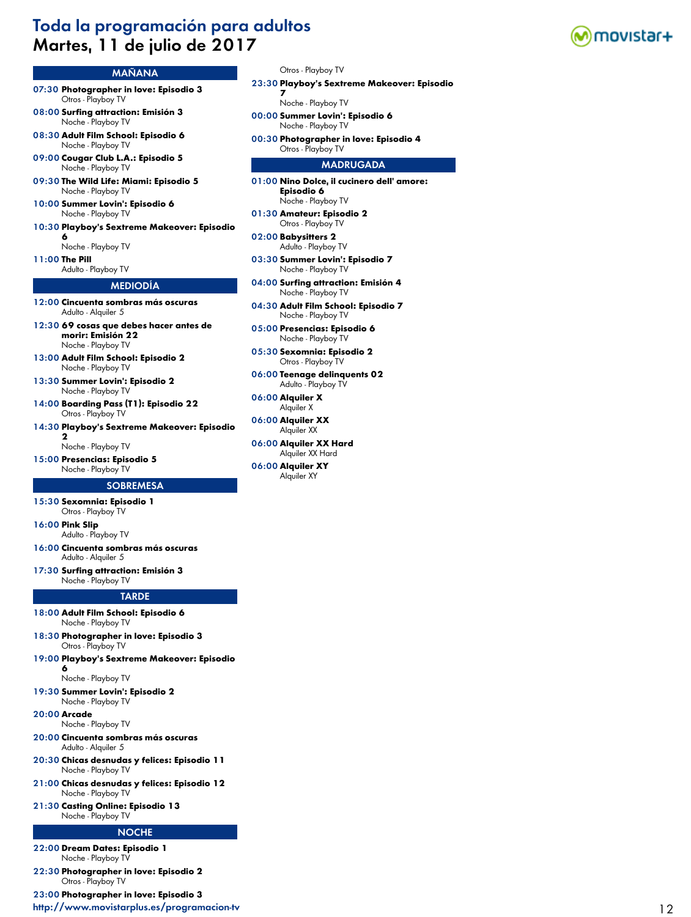# Toda la programación para adultos
## Martes, 11 de julio de 2017

### MAÑANA

**07:30 Photographer in love: Episodio 3**
Otros - Playboy TV

**08:00 Surfing attraction: Emisión 3**
Noche - Playboy TV

**08:30 Adult Film School: Episodio 6**
Noche - Playboy TV

**09:00 Cougar Club L.A.: Episodio 5**
Noche - Playboy TV

**09:30 The Wild Life: Miami: Episodio 5**
Noche - Playboy TV

**10:00 Summer Lovin': Episodio 6**
Noche - Playboy TV

**10:30 Playboy's Sextreme Makeover: Episodio 6**
Noche - Playboy TV

**11:00 The Pill**
Adulto - Playboy TV

### MEDIODÍA

**12:00 Cincuenta sombras más oscuras**
Adulto - Alquiler 5

**12:30 69 cosas que debes hacer antes de morir: Emisión 22**
Noche - Playboy TV

**13:00 Adult Film School: Episodio 2**
Noche - Playboy TV

**13:30 Summer Lovin': Episodio 2**
Noche - Playboy TV

**14:00 Boarding Pass (T1): Episodio 22**
Otros - Playboy TV

**14:30 Playboy's Sextreme Makeover: Episodio 2**
Noche - Playboy TV

**15:00 Presencias: Episodio 5**
Noche - Playboy TV

### SOBREMESA

**15:30 Sexomnia: Episodio 1**
Otros - Playboy TV

**16:00 Pink Slip**
Adulto - Playboy TV

**16:00 Cincuenta sombras más oscuras**
Adulto - Alquiler 5

**17:30 Surfing attraction: Emisión 3**
Noche - Playboy TV

### TARDE

**18:00 Adult Film School: Episodio 6**
Noche - Playboy TV

**18:30 Photographer in love: Episodio 3**
Otros - Playboy TV

**19:00 Playboy's Sextreme Makeover: Episodio 6**
Noche - Playboy TV

**19:30 Summer Lovin': Episodio 2**
Noche - Playboy TV

**20:00 Arcade**
Noche - Playboy TV

**20:00 Cincuenta sombras más oscuras**
Adulto - Alquiler 5

**20:30 Chicas desnudas y felices: Episodio 11**
Noche - Playboy TV

**21:00 Chicas desnudas y felices: Episodio 12**
Noche - Playboy TV

**21:30 Casting Online: Episodio 13**
Noche - Playboy TV

### NOCHE

**22:00 Dream Dates: Episodio 1**
Noche - Playboy TV

**22:30 Photographer in love: Episodio 2**
Otros - Playboy TV

**23:00 Photographer in love: Episodio 3**
Otros - Playboy TV

**23:30 Playboy's Sextreme Makeover: Episodio 7**
Noche - Playboy TV

**00:00 Summer Lovin': Episodio 6**
Noche - Playboy TV

**00:30 Photographer in love: Episodio 4**
Otros - Playboy TV

### MADRUGADA

**01:00 Nino Dolce, il cucinero dell' amore: Episodio 6**
Noche - Playboy TV

**01:30 Amateur: Episodio 2**
Otros - Playboy TV

**02:00 Babysitters 2**
Adulto - Playboy TV

**03:30 Summer Lovin': Episodio 7**
Noche - Playboy TV

**04:00 Surfing attraction: Emisión 4**
Noche - Playboy TV

**04:30 Adult Film School: Episodio 7**
Noche - Playboy TV

**05:00 Presencias: Episodio 6**
Noche - Playboy TV

**05:30 Sexomnia: Episodio 2**
Otros - Playboy TV

**06:00 Teenage delinquents 02**
Adulto - Playboy TV

**06:00 Alquiler X**
Alquiler X

**06:00 Alquiler XX**
Alquiler XX

**06:00 Alquiler XX Hard**
Alquiler XX Hard

**06:00 Alquiler XY**
Alquiler XY

http://www.movistarplus.es/programacion-tv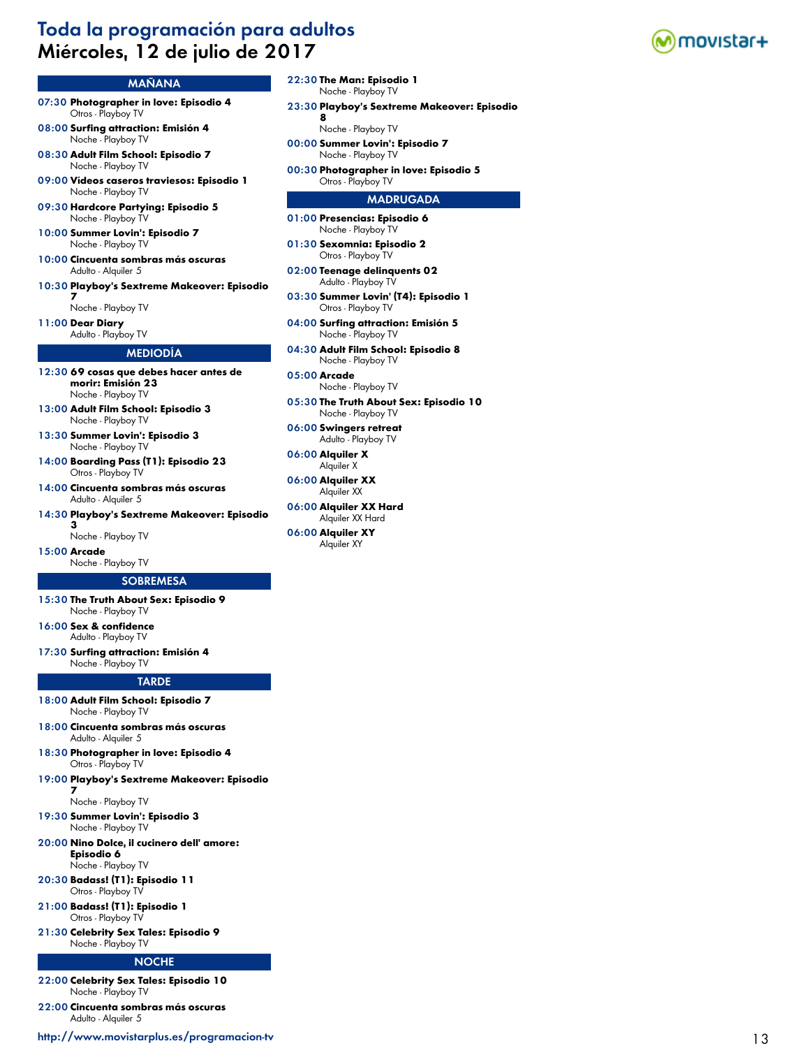# Toda la programación para adultos
## Miércoles, 12 de julio de 2017

### MAÑANA

**07:30 Photographer in love: Episodio 4**
Otros - Playboy TV

**08:00 Surfing attraction: Emisión 4**
Noche - Playboy TV

**08:30 Adult Film School: Episodio 7**
Noche - Playboy TV

**09:00 Videos caseros traviesos: Episodio 1**
Noche - Playboy TV

**09:30 Hardcore Partying: Episodio 5**
Noche - Playboy TV

**10:00 Summer Lovin': Episodio 7**
Noche - Playboy TV

**10:00 Cincuenta sombras más oscuras**
Adulto - Alquiler 5

**10:30 Playboy's Sextreme Makeover: Episodio 7**
Noche - Playboy TV

**11:00 Dear Diary**
Adulto - Playboy TV

### MEDIODÍA

**12:30 69 cosas que debes hacer antes de morir: Emisión 23**
Noche - Playboy TV

**13:00 Adult Film School: Episodio 3**
Noche - Playboy TV

**13:30 Summer Lovin': Episodio 3**
Noche - Playboy TV

**14:00 Boarding Pass (T1): Episodio 23**
Otros - Playboy TV

**14:00 Cincuenta sombras más oscuras**
Adulto - Alquiler 5

**14:30 Playboy's Sextreme Makeover: Episodio 3**
Noche - Playboy TV

**15:00 Arcade**
Noche - Playboy TV

### SOBREMESA

**15:30 The Truth About Sex: Episodio 9**
Noche - Playboy TV

**16:00 Sex & confidence**
Adulto - Playboy TV

**17:30 Surfing attraction: Emisión 4**
Noche - Playboy TV

### TARDE

**18:00 Adult Film School: Episodio 7**
Noche - Playboy TV

**18:00 Cincuenta sombras más oscuras**
Adulto - Alquiler 5

**18:30 Photographer in love: Episodio 4**
Otros - Playboy TV

**19:00 Playboy's Sextreme Makeover: Episodio 7**
Noche - Playboy TV

**19:30 Summer Lovin': Episodio 3**
Noche - Playboy TV

**20:00 Nino Dolce, il cucinero dell' amore: Episodio 6**
Noche - Playboy TV

**20:30 Badass! (T1): Episodio 11**
Otros - Playboy TV

**21:00 Badass! (T1): Episodio 1**
Otros - Playboy TV

**21:30 Celebrity Sex Tales: Episodio 9**
Noche - Playboy TV

### NOCHE

**22:00 Celebrity Sex Tales: Episodio 10**
Noche - Playboy TV

**22:00 Cincuenta sombras más oscuras**
Adulto - Alquiler 5

**22:30 The Man: Episodio 1**
Noche - Playboy TV

**23:30 Playboy's Sextreme Makeover: Episodio 8**
Noche - Playboy TV

**00:00 Summer Lovin': Episodio 7**
Noche - Playboy TV

**00:30 Photographer in love: Episodio 5**
Otros - Playboy TV

### MADRUGADA

**01:00 Presencias: Episodio 6**
Noche - Playboy TV

**01:30 Sexomnia: Episodio 2**
Otros - Playboy TV

**02:00 Teenage delinquents 02**
Adulto - Playboy TV

**03:30 Summer Lovin' (T4): Episodio 1**
Otros - Playboy TV

**04:00 Surfing attraction: Emisión 5**
Noche - Playboy TV

**04:30 Adult Film School: Episodio 8**
Noche - Playboy TV

**05:00 Arcade**
Noche - Playboy TV

**05:30 The Truth About Sex: Episodio 10**
Noche - Playboy TV

**06:00 Swingers retreat**
Adulto - Playboy TV

**06:00 Alquiler X**
Alquiler X

**06:00 Alquiler XX**
Alquiler XX

**06:00 Alquiler XX Hard**
Alquiler XX Hard

**06:00 Alquiler XY**
Alquiler XY

http://www.movistarplus.es/programacion-tv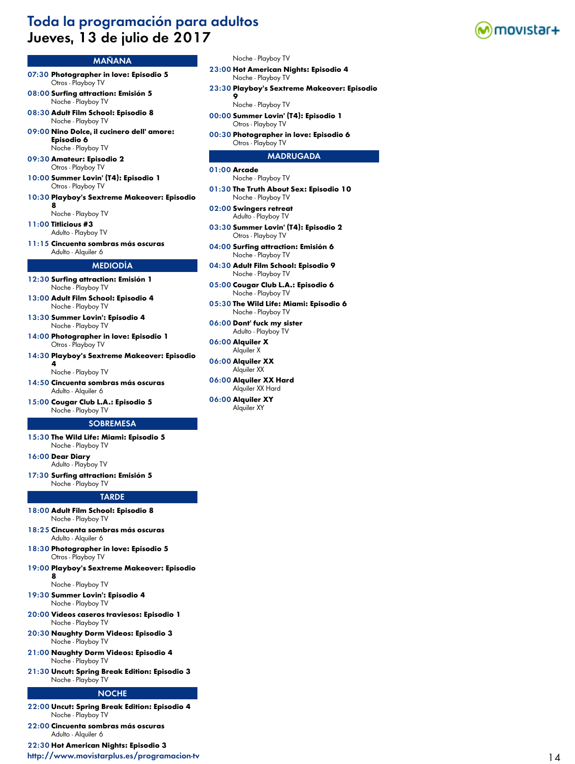# Toda la programación para adultos
## Jueves, 13 de julio de 2017

### MAÑANA

**07:30 Photographer in love: Episodio 5**
Otros - Playboy TV

**08:00 Surfing attraction: Emisión 5**
Noche - Playboy TV

**08:30 Adult Film School: Episodio 8**
Noche - Playboy TV

**09:00 Nino Dolce, il cucinero dell' amore: Episodio 6**
Noche - Playboy TV

**09:30 Amateur: Episodio 2**
Otros - Playboy TV

**10:00 Summer Lovin' (T4): Episodio 1**
Otros - Playboy TV

**10:30 Playboy's Sextreme Makeover: Episodio 8**
Noche - Playboy TV

**11:00 Titlicious #3**
Adulto - Playboy TV

**11:15 Cincuenta sombras más oscuras**
Adulto - Alquiler 6

### MEDIODÍA

**12:30 Surfing attraction: Emisión 1**
Noche - Playboy TV

**13:00 Adult Film School: Episodio 4**
Noche - Playboy TV

**13:30 Summer Lovin': Episodio 4**
Noche - Playboy TV

**14:00 Photographer in love: Episodio 1**
Otros - Playboy TV

**14:30 Playboy's Sextreme Makeover: Episodio 4**
Noche - Playboy TV

**14:50 Cincuenta sombras más oscuras**
Adulto - Alquiler 6

**15:00 Cougar Club L.A.: Episodio 5**
Noche - Playboy TV

### SOBREMESA

**15:30 The Wild Life: Miami: Episodio 5**
Noche - Playboy TV

**16:00 Dear Diary**
Adulto - Playboy TV

**17:30 Surfing attraction: Emisión 5**
Noche - Playboy TV

### TARDE

**18:00 Adult Film School: Episodio 8**
Noche - Playboy TV

**18:25 Cincuenta sombras más oscuras**
Adulto - Alquiler 6

**18:30 Photographer in love: Episodio 5**
Otros - Playboy TV

**19:00 Playboy's Sextreme Makeover: Episodio 8**
Noche - Playboy TV

**19:30 Summer Lovin': Episodio 4**
Noche - Playboy TV

**20:00 Vídeos caseros traviesos: Episodio 1**
Noche - Playboy TV

**20:30 Naughty Dorm Videos: Episodio 3**
Noche - Playboy TV

**21:00 Naughty Dorm Videos: Episodio 4**
Noche - Playboy TV

**21:30 Uncut: Spring Break Edition: Episodio 3**
Noche - Playboy TV

### NOCHE

**22:00 Uncut: Spring Break Edition: Episodio 4**
Noche - Playboy TV

**22:00 Cincuenta sombras más oscuras**
Adulto - Alquiler 6

**22:30 Hot American Nights: Episodio 3**
Noche - Playboy TV

**23:00 Hot American Nights: Episodio 4**
Noche - Playboy TV

**23:30 Playboy's Sextreme Makeover: Episodio 9**
Noche - Playboy TV

**00:00 Summer Lovin' (T4): Episodio 1**
Otros - Playboy TV

**00:30 Photographer in love: Episodio 6**
Otros - Playboy TV

### MADRUGADA

**01:00 Arcade**
Noche - Playboy TV

**01:30 The Truth About Sex: Episodio 10**
Noche - Playboy TV

**02:00 Swingers retreat**
Adulto - Playboy TV

**03:30 Summer Lovin' (T4): Episodio 2**
Otros - Playboy TV

**04:00 Surfing attraction: Emisión 6**
Noche - Playboy TV

**04:30 Adult Film School: Episodio 9**
Noche - Playboy TV

**05:00 Cougar Club L.A.: Episodio 6**
Noche - Playboy TV

**05:30 The Wild Life: Miami: Episodio 6**
Noche - Playboy TV

**06:00 Dont' fuck my sister**
Adulto - Playboy TV

**06:00 Alquiler X**
Alquiler X

**06:00 Alquiler XX**
Alquiler XX

**06:00 Alquiler XX Hard**
Alquiler XX Hard

**06:00 Alquiler XY**
Alquiler XY

http://www.movistarplus.es/programacion-tv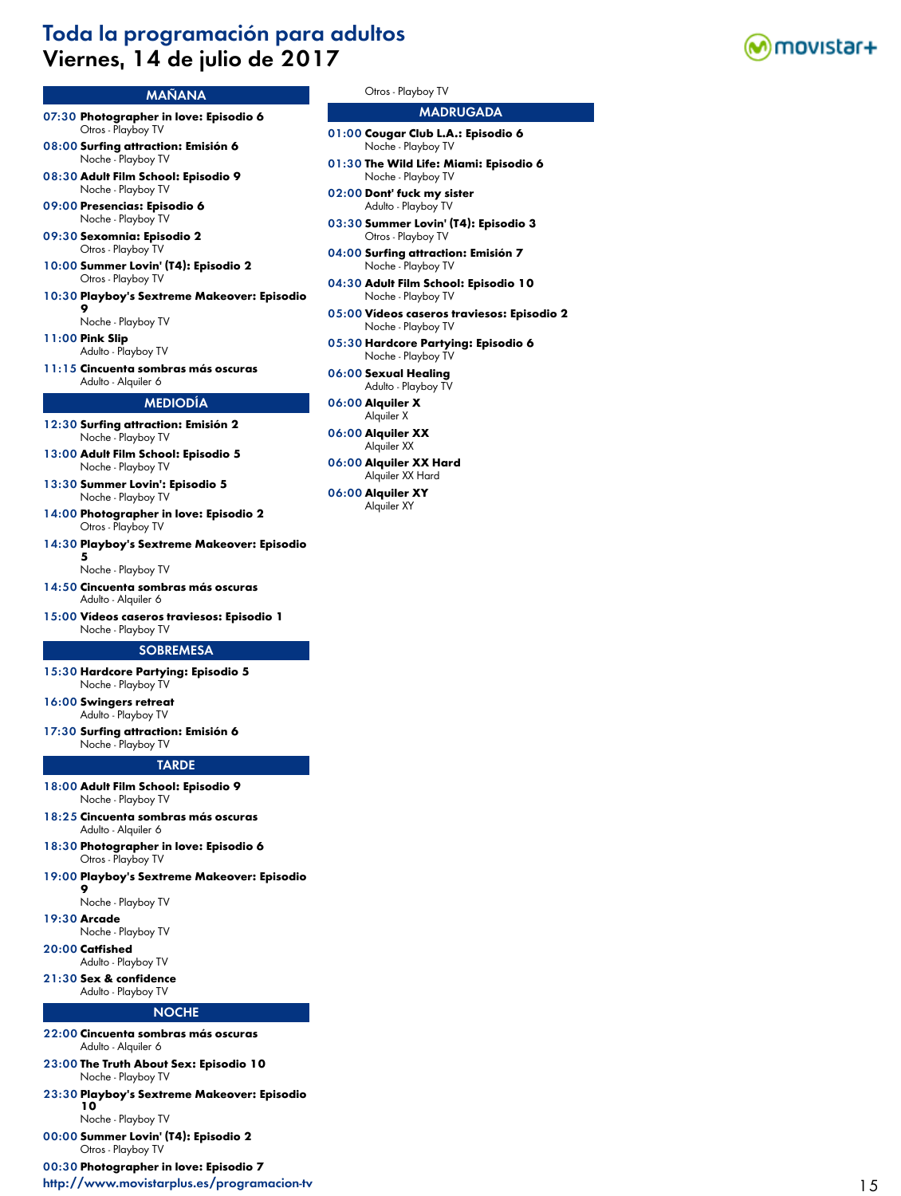# Toda la programación para adultos
# Viernes, 14 de julio de 2017

## MAÑANA

**07:30 Photographer in love: Episodio 6**
Otros - Playboy TV

**08:00 Surfing attraction: Emisión 6**
Noche - Playboy TV

**08:30 Adult Film School: Episodio 9**
Noche - Playboy TV

**09:00 Presencias: Episodio 6**
Noche - Playboy TV

**09:30 Sexomnia: Episodio 2**
Otros - Playboy TV

**10:00 Summer Lovin' (T4): Episodio 2**
Otros - Playboy TV

**10:30 Playboy's Sextreme Makeover: Episodio 9**
Noche - Playboy TV

**11:00 Pink Slip**
Adulto - Playboy TV

**11:15 Cincuenta sombras más oscuras**
Adulto - Alquiler 6

## MEDIODÍA

**12:30 Surfing attraction: Emisión 2**
Noche - Playboy TV

**13:00 Adult Film School: Episodio 5**
Noche - Playboy TV

**13:30 Summer Lovin': Episodio 5**
Noche - Playboy TV

**14:00 Photographer in love: Episodio 2**
Otros - Playboy TV

**14:30 Playboy's Sextreme Makeover: Episodio 5**
Noche - Playboy TV

**14:50 Cincuenta sombras más oscuras**
Adulto - Alquiler 6

**15:00 Vídeos caseros traviesos: Episodio 1**
Noche - Playboy TV

## SOBREMESA

**15:30 Hardcore Partying: Episodio 5**
Noche - Playboy TV

**16:00 Swingers retreat**
Adulto - Playboy TV

**17:30 Surfing attraction: Emisión 6**
Noche - Playboy TV

## TARDE

**18:00 Adult Film School: Episodio 9**
Noche - Playboy TV

**18:25 Cincuenta sombras más oscuras**
Adulto - Alquiler 6

**18:30 Photographer in love: Episodio 6**
Otros - Playboy TV

**19:00 Playboy's Sextreme Makeover: Episodio 9**
Noche - Playboy TV

**19:30 Arcade**
Noche - Playboy TV

**20:00 Catfished**
Adulto - Playboy TV

**21:30 Sex & confidence**
Adulto - Playboy TV

## NOCHE

**22:00 Cincuenta sombras más oscuras**
Adulto - Alquiler 6

**23:00 The Truth About Sex: Episodio 10**
Noche - Playboy TV

**23:30 Playboy's Sextreme Makeover: Episodio 10**
Noche - Playboy TV

**00:00 Summer Lovin' (T4): Episodio 2**
Otros - Playboy TV

**00:30 Photographer in love: Episodio 7**
Otros - Playboy TV

## MADRUGADA

**01:00 Cougar Club L.A.: Episodio 6**
Noche - Playboy TV

**01:30 The Wild Life: Miami: Episodio 6**
Noche - Playboy TV

**02:00 Dont' fuck my sister**
Adulto - Playboy TV

**03:30 Summer Lovin' (T4): Episodio 3**
Otros - Playboy TV

**04:00 Surfing attraction: Emisión 7**
Noche - Playboy TV

**04:30 Adult Film School: Episodio 10**
Noche - Playboy TV

**05:00 Vídeos caseros traviesos: Episodio 2**
Noche - Playboy TV

**05:30 Hardcore Partying: Episodio 6**
Noche - Playboy TV

**06:00 Sexual Healing**
Adulto - Playboy TV

**06:00 Alquiler X**
Alquiler X

**06:00 Alquiler XX**
Alquiler XX

**06:00 Alquiler XX Hard**
Alquiler XX Hard

**06:00 Alquiler XY**
Alquiler XY

http://www.movistarplus.es/programacion-tv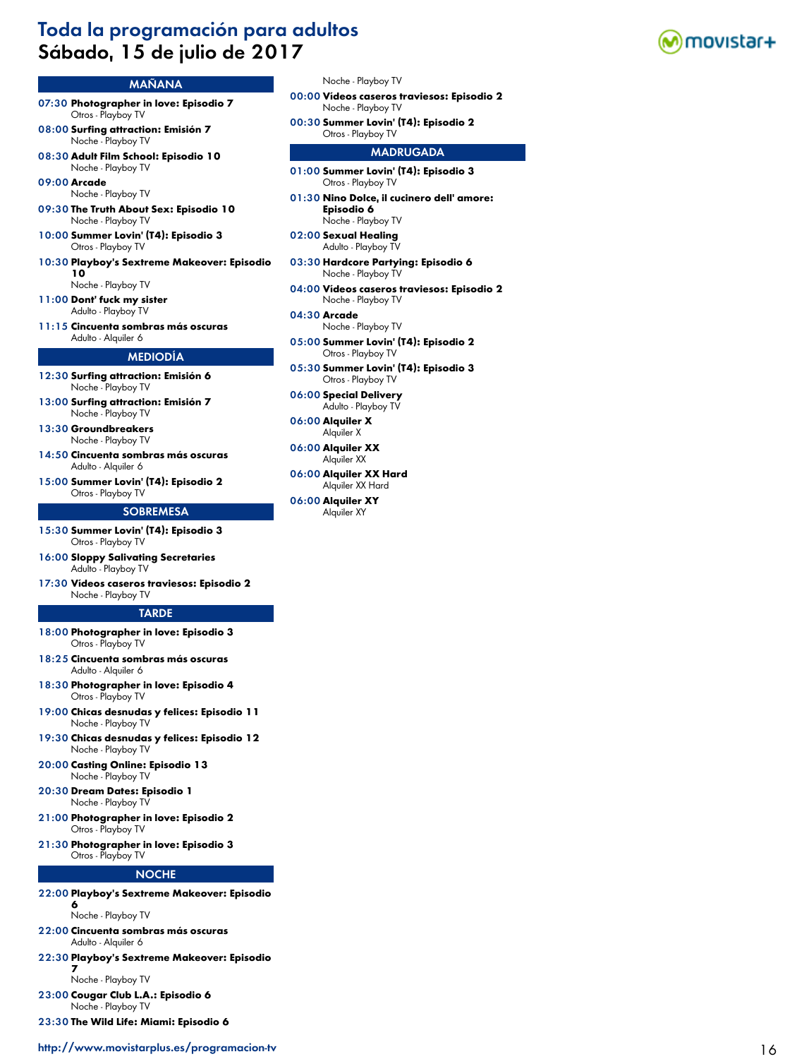# Toda la programación para adultos
## Sábado, 15 de julio de 2017

### MAÑANA

**07:30 Photographer in love: Episodio 7**
Otros - Playboy TV

**08:00 Surfing attraction: Emisión 7**
Noche - Playboy TV

**08:30 Adult Film School: Episodio 10**
Noche - Playboy TV

**09:00 Arcade**
Noche - Playboy TV

**09:30 The Truth About Sex: Episodio 10**
Noche - Playboy TV

**10:00 Summer Lovin' (T4): Episodio 3**
Otros - Playboy TV

**10:30 Playboy's Sextreme Makeover: Episodio 10**
Noche - Playboy TV

**11:00 Dont' fuck my sister**
Adulto - Playboy TV

**11:15 Cincuenta sombras más oscuras**
Adulto - Alquiler 6

### MEDIODÍA

**12:30 Surfing attraction: Emisión 6**
Noche - Playboy TV

**13:00 Surfing attraction: Emisión 7**
Noche - Playboy TV

**13:30 Groundbreakers**
Noche - Playboy TV

**14:50 Cincuenta sombras más oscuras**
Adulto - Alquiler 6

**15:00 Summer Lovin' (T4): Episodio 2**
Otros - Playboy TV

### SOBREMESA

**15:30 Summer Lovin' (T4): Episodio 3**
Otros - Playboy TV

**16:00 Sloppy Salivating Secretaries**
Adulto - Playboy TV

**17:30 Vídeos caseros traviesos: Episodio 2**
Noche - Playboy TV

### TARDE

**18:00 Photographer in love: Episodio 3**
Otros - Playboy TV

**18:25 Cincuenta sombras más oscuras**
Adulto - Alquiler 6

**18:30 Photographer in love: Episodio 4**
Otros - Playboy TV

**19:00 Chicas desnudas y felices: Episodio 11**
Noche - Playboy TV

**19:30 Chicas desnudas y felices: Episodio 12**
Noche - Playboy TV

**20:00 Casting Online: Episodio 13**
Noche - Playboy TV

**20:30 Dream Dates: Episodio 1**
Noche - Playboy TV

**21:00 Photographer in love: Episodio 2**
Otros - Playboy TV

**21:30 Photographer in love: Episodio 3**
Otros - Playboy TV

### NOCHE

**22:00 Playboy's Sextreme Makeover: Episodio 6**
Noche - Playboy TV

**22:00 Cincuenta sombras más oscuras**
Adulto - Alquiler 6

**22:30 Playboy's Sextreme Makeover: Episodio 7**
Noche - Playboy TV

**23:00 Cougar Club L.A.: Episodio 6**
Noche - Playboy TV

**23:30 The Wild Life: Miami: Episodio 6**
Noche - Playboy TV

**00:00 Vídeos caseros traviesos: Episodio 2**
Noche - Playboy TV

**00:30 Summer Lovin' (T4): Episodio 2**
Otros - Playboy TV

### MADRUGADA

**01:00 Summer Lovin' (T4): Episodio 3**
Otros - Playboy TV

**01:30 Nino Dolce, il cucinero dell' amore: Episodio 6**
Noche - Playboy TV

**02:00 Sexual Healing**
Adulto - Playboy TV

**03:30 Hardcore Partying: Episodio 6**
Noche - Playboy TV

**04:00 Vídeos caseros traviesos: Episodio 2**
Noche - Playboy TV

**04:30 Arcade**
Noche - Playboy TV

**05:00 Summer Lovin' (T4): Episodio 2**
Otros - Playboy TV

**05:30 Summer Lovin' (T4): Episodio 3**
Otros - Playboy TV

**06:00 Special Delivery**
Adulto - Playboy TV

**06:00 Alquiler X**
Alquiler X

**06:00 Alquiler XX**
Alquiler XX

**06:00 Alquiler XX Hard**
Alquiler XX Hard

**06:00 Alquiler XY**
Alquiler XY

http://www.movistarplus.es/programacion-tv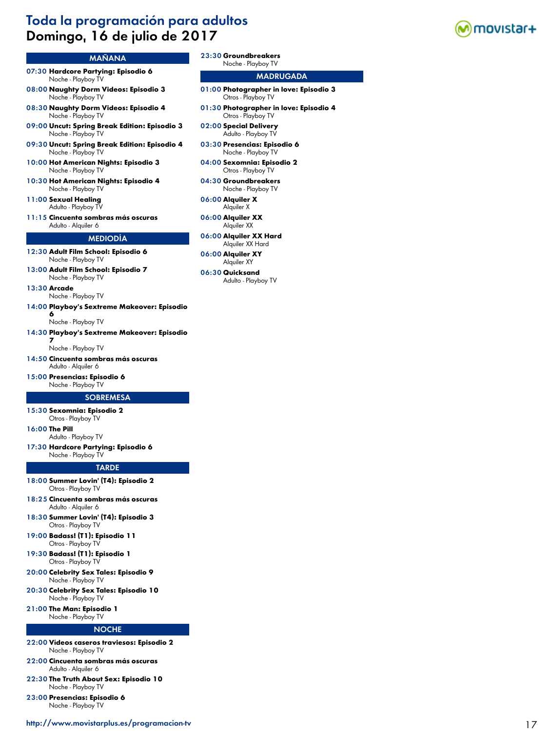# Toda la programación para adultos

## Domingo, 16 de julio de 2017

### MAÑANA

**07:30 Hardcore Partying: Episodio 6**
Noche - Playboy TV

**08:00 Naughty Dorm Videos: Episodio 3**
Noche - Playboy TV

**08:30 Naughty Dorm Videos: Episodio 4**
Noche - Playboy TV

**09:00 Uncut: Spring Break Edition: Episodio 3**
Noche - Playboy TV

**09:30 Uncut: Spring Break Edition: Episodio 4**
Noche - Playboy TV

**10:00 Hot American Nights: Episodio 3**
Noche - Playboy TV

**10:30 Hot American Nights: Episodio 4**
Noche - Playboy TV

**11:00 Sexual Healing**
Adulto - Playboy TV

**11:15 Cincuenta sombras más oscuras**
Adulto - Alquiler 6

### MEDIODÍA

**12:30 Adult Film School: Episodio 6**
Noche - Playboy TV

**13:00 Adult Film School: Episodio 7**
Noche - Playboy TV

**13:30 Arcade**
Noche - Playboy TV

**14:00 Playboy's Sextreme Makeover: Episodio 6**
Noche - Playboy TV

**14:30 Playboy's Sextreme Makeover: Episodio 7**
Noche - Playboy TV

**14:50 Cincuenta sombras más oscuras**
Adulto - Alquiler 6

**15:00 Presencias: Episodio 6**
Noche - Playboy TV

### SOBREMESA

**15:30 Sexomnia: Episodio 2**
Otros - Playboy TV

**16:00 The Pill**
Adulto - Playboy TV

**17:30 Hardcore Partying: Episodio 6**
Noche - Playboy TV

### TARDE

**18:00 Summer Lovin' (T4): Episodio 2**
Otros - Playboy TV

**18:25 Cincuenta sombras más oscuras**
Adulto - Alquiler 6

**18:30 Summer Lovin' (T4): Episodio 3**
Otros - Playboy TV

**19:00 Badass! (T1): Episodio 11**
Otros - Playboy TV

**19:30 Badass! (T1): Episodio 1**
Otros - Playboy TV

**20:00 Celebrity Sex Tales: Episodio 9**
Noche - Playboy TV

**20:30 Celebrity Sex Tales: Episodio 10**
Noche - Playboy TV

**21:00 The Man: Episodio 1**
Noche - Playboy TV

### NOCHE

**22:00 Vídeos caseros traviesos: Episodio 2**
Noche - Playboy TV

**22:00 Cincuenta sombras más oscuras**
Adulto - Alquiler 6

**22:30 The Truth About Sex: Episodio 10**
Noche - Playboy TV

**23:00 Presencias: Episodio 6**
Noche - Playboy TV

**23:30 Groundbreakers**
Noche - Playboy TV

### MADRUGADA

**01:00 Photographer in love: Episodio 3**
Otros - Playboy TV

**01:30 Photographer in love: Episodio 4**
Otros - Playboy TV

**02:00 Special Delivery**
Adulto - Playboy TV

**03:30 Presencias: Episodio 6**
Noche - Playboy TV

**04:00 Sexomnia: Episodio 2**
Otros - Playboy TV

**04:30 Groundbreakers**
Noche - Playboy TV

**06:00 Alquiler X**
Alquiler X

**06:00 Alquiler XX**
Alquiler XX

**06:00 Alquiler XX Hard**
Alquiler XX Hard

**06:00 Alquiler XY**
Alquiler XY

**06:30 Quicksand**
Adulto - Playboy TV

http://www.movistarplus.es/programacion-tv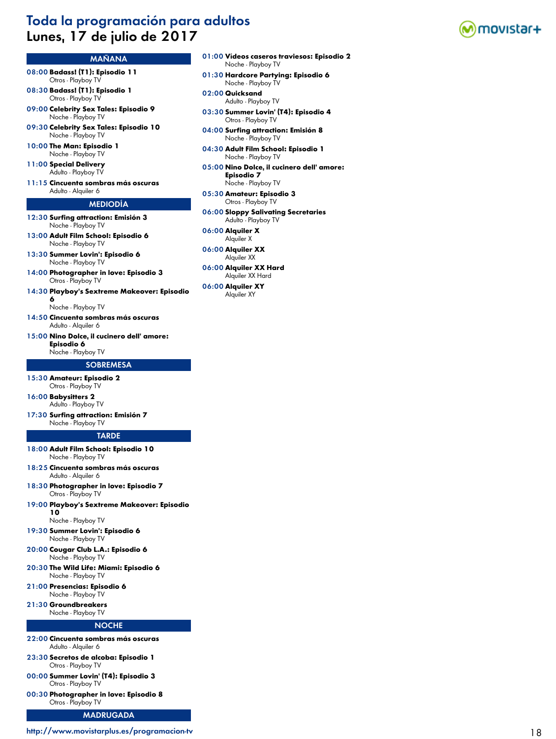# Toda la programación para adultos

## Lunes, 17 de julio de 2017

### MAÑANA

**08:00 Badass! (T1): Episodio 11**
Otros - Playboy TV

**08:30 Badass! (T1): Episodio 1**
Otros - Playboy TV

**09:00 Celebrity Sex Tales: Episodio 9**
Noche - Playboy TV

**09:30 Celebrity Sex Tales: Episodio 10**
Noche - Playboy TV

**10:00 The Man: Episodio 1**
Noche - Playboy TV

**11:00 Special Delivery**
Adulto - Playboy TV

**11:15 Cincuenta sombras más oscuras**
Adulto - Alquiler 6

### MEDIODÍA

**12:30 Surfing attraction: Emisión 3**
Noche - Playboy TV

**13:00 Adult Film School: Episodio 6**
Noche - Playboy TV

**13:30 Summer Lovin': Episodio 6**
Noche - Playboy TV

**14:00 Photographer in love: Episodio 3**
Otros - Playboy TV

**14:30 Playboy's Sextreme Makeover: Episodio 6**
Noche - Playboy TV

**14:50 Cincuenta sombras más oscuras**
Adulto - Alquiler 6

**15:00 Nino Dolce, il cucinero dell' amore: Episodio 6**
Noche - Playboy TV

### SOBREMESA

**15:30 Amateur: Episodio 2**
Otros - Playboy TV

**16:00 Babysitters 2**
Adulto - Playboy TV

**17:30 Surfing attraction: Emisión 7**
Noche - Playboy TV

### TARDE

**18:00 Adult Film School: Episodio 10**
Noche - Playboy TV

**18:25 Cincuenta sombras más oscuras**
Adulto - Alquiler 6

**18:30 Photographer in love: Episodio 7**
Otros - Playboy TV

**19:00 Playboy's Sextreme Makeover: Episodio 10**
Noche - Playboy TV

**19:30 Summer Lovin': Episodio 6**
Noche - Playboy TV

**20:00 Cougar Club L.A.: Episodio 6**
Noche - Playboy TV

**20:30 The Wild Life: Miami: Episodio 6**
Noche - Playboy TV

**21:00 Presencias: Episodio 6**
Noche - Playboy TV

**21:30 Groundbreakers**
Noche - Playboy TV

### NOCHE

**22:00 Cincuenta sombras más oscuras**
Adulto - Alquiler 6

**23:30 Secretos de alcoba: Episodio 1**
Otros - Playboy TV

**00:00 Summer Lovin' (T4): Episodio 3**
Otros - Playboy TV

**00:30 Photographer in love: Episodio 8**
Otros - Playboy TV

### MADRUGADA

**01:00 Vídeos caseros traviesos: Episodio 2**
Noche - Playboy TV

**01:30 Hardcore Partying: Episodio 6**
Noche - Playboy TV

**02:00 Quicksand**
Adulto - Playboy TV

**03:30 Summer Lovin' (T4): Episodio 4**
Otros - Playboy TV

**04:00 Surfing attraction: Emisión 8**
Noche - Playboy TV

**04:30 Adult Film School: Episodio 1**
Noche - Playboy TV

**05:00 Nino Dolce, il cucinero dell' amore: Episodio 7**
Noche - Playboy TV

**05:30 Amateur: Episodio 3**
Otros - Playboy TV

**06:00 Sloppy Salivating Secretaries**
Adulto - Playboy TV

**06:00 Alquiler X**
Alquiler X

**06:00 Alquiler XX**
Alquiler XX

**06:00 Alquiler XX Hard**
Alquiler XX Hard

**06:00 Alquiler XY**
Alquiler XY

http://www.movistarplus.es/programacion-tv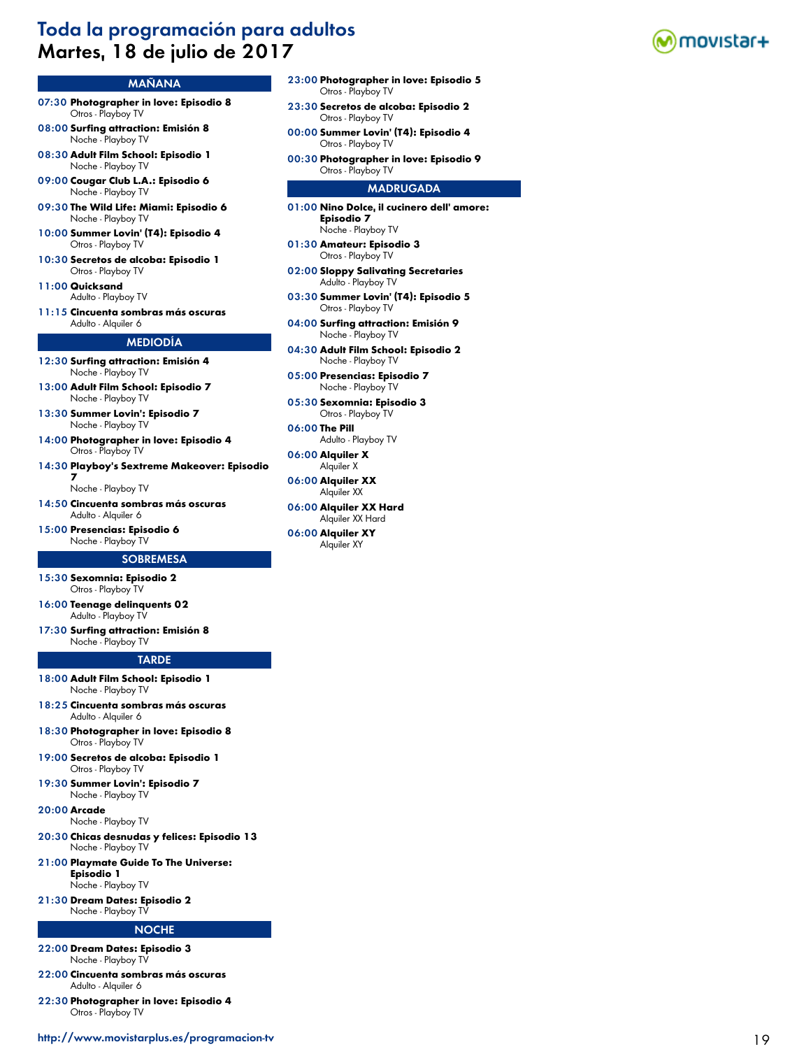# Toda la programación para adultos
## Martes, 18 de julio de 2017

### MAÑANA

**07:30 Photographer in love: Episodio 8**
Otros - Playboy TV

**08:00 Surfing attraction: Emisión 8**
Noche - Playboy TV

**08:30 Adult Film School: Episodio 1**
Noche - Playboy TV

**09:00 Cougar Club L.A.: Episodio 6**
Noche - Playboy TV

**09:30 The Wild Life: Miami: Episodio 6**
Noche - Playboy TV

**10:00 Summer Lovin' (T4): Episodio 4**
Otros - Playboy TV

**10:30 Secretos de alcoba: Episodio 1**
Otros - Playboy TV

**11:00 Quicksand**
Adulto - Playboy TV

**11:15 Cincuenta sombras más oscuras**
Adulto - Alquiler 6

### MEDIODÍA

**12:30 Surfing attraction: Emisión 4**
Noche - Playboy TV

**13:00 Adult Film School: Episodio 7**
Noche - Playboy TV

**13:30 Summer Lovin': Episodio 7**
Noche - Playboy TV

**14:00 Photographer in love: Episodio 4**
Otros - Playboy TV

**14:30 Playboy's Sextreme Makeover: Episodio 7**
Noche - Playboy TV

**14:50 Cincuenta sombras más oscuras**
Adulto - Alquiler 6

**15:00 Presencias: Episodio 6**
Noche - Playboy TV

### SOBREMESA

**15:30 Sexomnia: Episodio 2**
Otros - Playboy TV

**16:00 Teenage delinquents 02**
Adulto - Playboy TV

**17:30 Surfing attraction: Emisión 8**
Noche - Playboy TV

### TARDE

**18:00 Adult Film School: Episodio 1**
Noche - Playboy TV

**18:25 Cincuenta sombras más oscuras**
Adulto - Alquiler 6

**18:30 Photographer in love: Episodio 8**
Otros - Playboy TV

**19:00 Secretos de alcoba: Episodio 1**
Otros - Playboy TV

**19:30 Summer Lovin': Episodio 7**
Noche - Playboy TV

**20:00 Arcade**
Noche - Playboy TV

**20:30 Chicas desnudas y felices: Episodio 13**
Noche - Playboy TV

**21:00 Playmate Guide To The Universe: Episodio 1**
Noche - Playboy TV

**21:30 Dream Dates: Episodio 2**
Noche - Playboy TV

### NOCHE

**22:00 Dream Dates: Episodio 3**
Noche - Playboy TV

**22:00 Cincuenta sombras más oscuras**
Adulto - Alquiler 6

**22:30 Photographer in love: Episodio 4**
Otros - Playboy TV

**23:00 Photographer in love: Episodio 5**
Otros - Playboy TV

**23:30 Secretos de alcoba: Episodio 2**
Otros - Playboy TV

**00:00 Summer Lovin' (T4): Episodio 4**
Otros - Playboy TV

**00:30 Photographer in love: Episodio 9**
Otros - Playboy TV

### MADRUGADA

**01:00 Nino Dolce, il cucinero dell' amore: Episodio 7**
Noche - Playboy TV

**01:30 Amateur: Episodio 3**
Otros - Playboy TV

**02:00 Sloppy Salivating Secretaries**
Adulto - Playboy TV

**03:30 Summer Lovin' (T4): Episodio 5**
Otros - Playboy TV

**04:00 Surfing attraction: Emisión 9**
Noche - Playboy TV

**04:30 Adult Film School: Episodio 2**
Noche - Playboy TV

**05:00 Presencias: Episodio 7**
Noche - Playboy TV

**05:30 Sexomnia: Episodio 3**
Otros - Playboy TV

**06:00 The Pill**
Adulto - Playboy TV

**06:00 Alquiler X**
Alquiler X

**06:00 Alquiler XX**
Alquiler XX

**06:00 Alquiler XX Hard**
Alquiler XX Hard

**06:00 Alquiler XY**
Alquiler XY

http://www.movistarplus.es/programacion-tv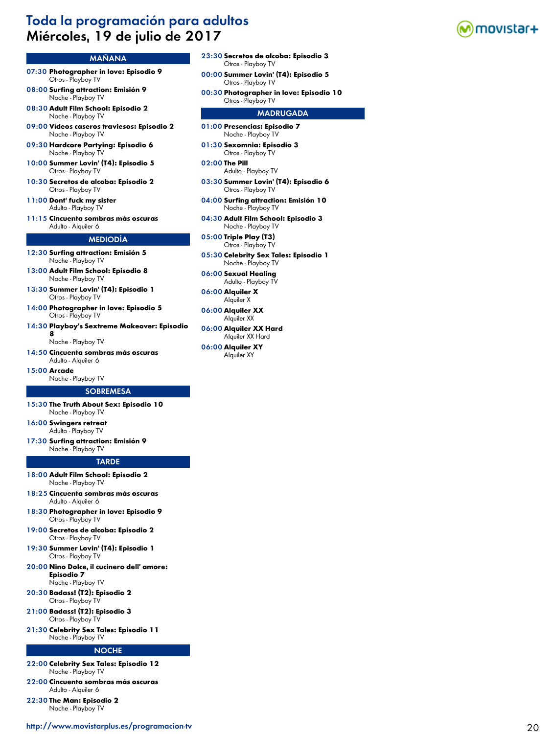# Toda la programación para adultos
## Miércoles, 19 de julio de 2017

### MAÑANA

**07:30 Photographer in love: Episodio 9**
Otros - Playboy TV

**08:00 Surfing attraction: Emisión 9**
Noche - Playboy TV

**08:30 Adult Film School: Episodio 2**
Noche - Playboy TV

**09:00 Videos caseros traviesos: Episodio 2**
Noche - Playboy TV

**09:30 Hardcore Partying: Episodio 6**
Noche - Playboy TV

**10:00 Summer Lovin' (T4): Episodio 5**
Otros - Playboy TV

**10:30 Secretos de alcoba: Episodio 2**
Otros - Playboy TV

**11:00 Dont' fuck my sister**
Adulto - Playboy TV

**11:15 Cincuenta sombras más oscuras**
Adulto - Alquiler 6

### MEDIODÍA

**12:30 Surfing attraction: Emisión 5**
Noche - Playboy TV

**13:00 Adult Film School: Episodio 8**
Noche - Playboy TV

**13:30 Summer Lovin' (T4): Episodio 1**
Otros - Playboy TV

**14:00 Photographer in love: Episodio 5**
Otros - Playboy TV

**14:30 Playboy's Sextreme Makeover: Episodio 8**
Noche - Playboy TV

**14:50 Cincuenta sombras más oscuras**
Adulto - Alquiler 6

**15:00 Arcade**
Noche - Playboy TV

### SOBREMESA

**15:30 The Truth About Sex: Episodio 10**
Noche - Playboy TV

**16:00 Swingers retreat**
Adulto - Playboy TV

**17:30 Surfing attraction: Emisión 9**
Noche - Playboy TV

### TARDE

**18:00 Adult Film School: Episodio 2**
Noche - Playboy TV

**18:25 Cincuenta sombras más oscuras**
Adulto - Alquiler 6

**18:30 Photographer in love: Episodio 9**
Otros - Playboy TV

**19:00 Secretos de alcoba: Episodio 2**
Otros - Playboy TV

**19:30 Summer Lovin' (T4): Episodio 1**
Otros - Playboy TV

**20:00 Nino Dolce, il cucinero dell' amore: Episodio 7**
Noche - Playboy TV

**20:30 Badass! (T2): Episodio 2**
Otros - Playboy TV

**21:00 Badass! (T2): Episodio 3**
Otros - Playboy TV

**21:30 Celebrity Sex Tales: Episodio 11**
Noche - Playboy TV

### NOCHE

**22:00 Celebrity Sex Tales: Episodio 12**
Noche - Playboy TV

**22:00 Cincuenta sombras más oscuras**
Adulto - Alquiler 6

**22:30 The Man: Episodio 2**
Noche - Playboy TV

**23:30 Secretos de alcoba: Episodio 3**
Otros - Playboy TV

**00:00 Summer Lovin' (T4): Episodio 5**
Otros - Playboy TV

**00:30 Photographer in love: Episodio 10**
Otros - Playboy TV

### MADRUGADA

**01:00 Presencias: Episodio 7**
Noche - Playboy TV

**01:30 Sexomnia: Episodio 3**
Otros - Playboy TV

**02:00 The Pill**
Adulto - Playboy TV

**03:30 Summer Lovin' (T4): Episodio 6**
Otros - Playboy TV

**04:00 Surfing attraction: Emisión 10**
Noche - Playboy TV

**04:30 Adult Film School: Episodio 3**
Noche - Playboy TV

**05:00 Triple Play (T3)**
Otros - Playboy TV

**05:30 Celebrity Sex Tales: Episodio 1**
Noche - Playboy TV

**06:00 Sexual Healing**
Adulto - Playboy TV

**06:00 Alquiler X**
Alquiler X

**06:00 Alquiler XX**
Alquiler XX

**06:00 Alquiler XX Hard**
Alquiler XX Hard

**06:00 Alquiler XY**
Alquiler XY

http://www.movistarplus.es/programacion-tv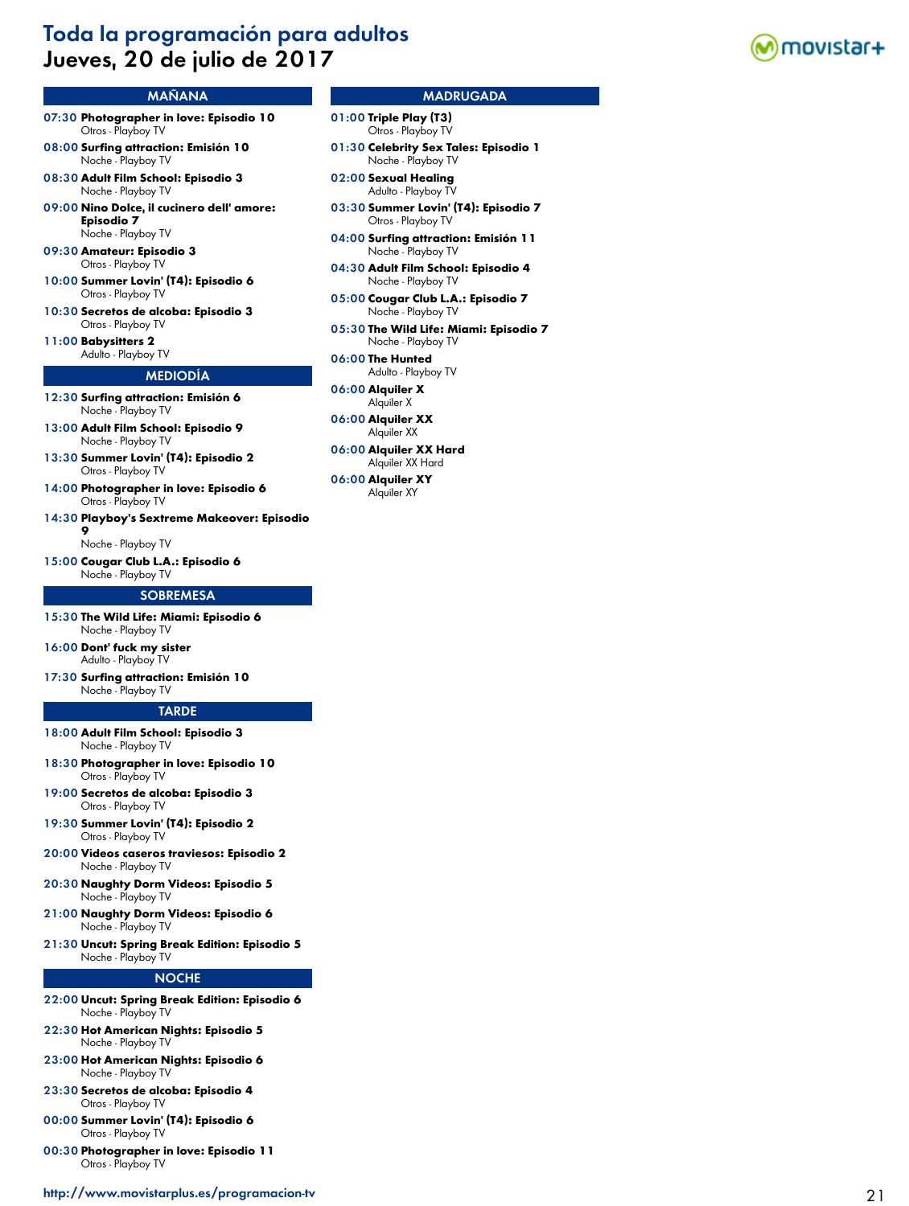# Toda la programación para adultos
## Jueves, 20 de julio de 2017

### MAÑANA

**07:30 Photographer in love: Episodio 10**
Otros - Playboy TV

**08:00 Surfing attraction: Emisión 10**
Noche - Playboy TV

**08:30 Adult Film School: Episodio 3**
Noche - Playboy TV

**09:00 Nino Dolce, il cucinero dell' amore: Episodio 7**
Noche - Playboy TV

**09:30 Amateur: Episodio 3**
Otros - Playboy TV

**10:00 Summer Lovin' (T4): Episodio 6**
Otros - Playboy TV

**10:30 Secretos de alcoba: Episodio 3**
Otros - Playboy TV

**11:00 Babysitters 2**
Adulto - Playboy TV

### MEDIODÍA

**12:30 Surfing attraction: Emisión 6**
Noche - Playboy TV

**13:00 Adult Film School: Episodio 9**
Noche - Playboy TV

**13:30 Summer Lovin' (T4): Episodio 2**
Otros - Playboy TV

**14:00 Photographer in love: Episodio 6**
Otros - Playboy TV

**14:30 Playboy's Sextreme Makeover: Episodio 9**
Noche - Playboy TV

**15:00 Cougar Club L.A.: Episodio 6**
Noche - Playboy TV

### SOBREMESA

**15:30 The Wild Life: Miami: Episodio 6**
Noche - Playboy TV

**16:00 Dont' fuck my sister**
Adulto - Playboy TV

**17:30 Surfing attraction: Emisión 10**
Noche - Playboy TV

### TARDE

**18:00 Adult Film School: Episodio 3**
Noche - Playboy TV

**18:30 Photographer in love: Episodio 10**
Otros - Playboy TV

**19:00 Secretos de alcoba: Episodio 3**
Otros - Playboy TV

**19:30 Summer Lovin' (T4): Episodio 2**
Otros - Playboy TV

**20:00 Vídeos caseros traviesos: Episodio 2**
Noche - Playboy TV

**20:30 Naughty Dorm Videos: Episodio 5**
Noche - Playboy TV

**21:00 Naughty Dorm Videos: Episodio 6**
Noche - Playboy TV

**21:30 Uncut: Spring Break Edition: Episodio 5**
Noche - Playboy TV

### NOCHE

**22:00 Uncut: Spring Break Edition: Episodio 6**
Noche - Playboy TV

**22:30 Hot American Nights: Episodio 5**
Noche - Playboy TV

**23:00 Hot American Nights: Episodio 6**
Noche - Playboy TV

**23:30 Secretos de alcoba: Episodio 4**
Otros - Playboy TV

**00:00 Summer Lovin' (T4): Episodio 6**
Otros - Playboy TV

**00:30 Photographer in love: Episodio 11**
Otros - Playboy TV

### MADRUGADA

**01:00 Triple Play (T3)**
Otros - Playboy TV

**01:30 Celebrity Sex Tales: Episodio 1**
Noche - Playboy TV

**02:00 Sexual Healing**
Adulto - Playboy TV

**03:30 Summer Lovin' (T4): Episodio 7**
Otros - Playboy TV

**04:00 Surfing attraction: Emisión 11**
Noche - Playboy TV

**04:30 Adult Film School: Episodio 4**
Noche - Playboy TV

**05:00 Cougar Club L.A.: Episodio 7**
Noche - Playboy TV

**05:30 The Wild Life: Miami: Episodio 7**
Noche - Playboy TV

**06:00 The Hunted**
Adulto - Playboy TV

**06:00 Alquiler X**
Alquiler X

**06:00 Alquiler XX**
Alquiler XX

**06:00 Alquiler XX Hard**
Alquiler XX Hard

**06:00 Alquiler XY**
Alquiler XY

http://www.movistarplus.es/programacion-tv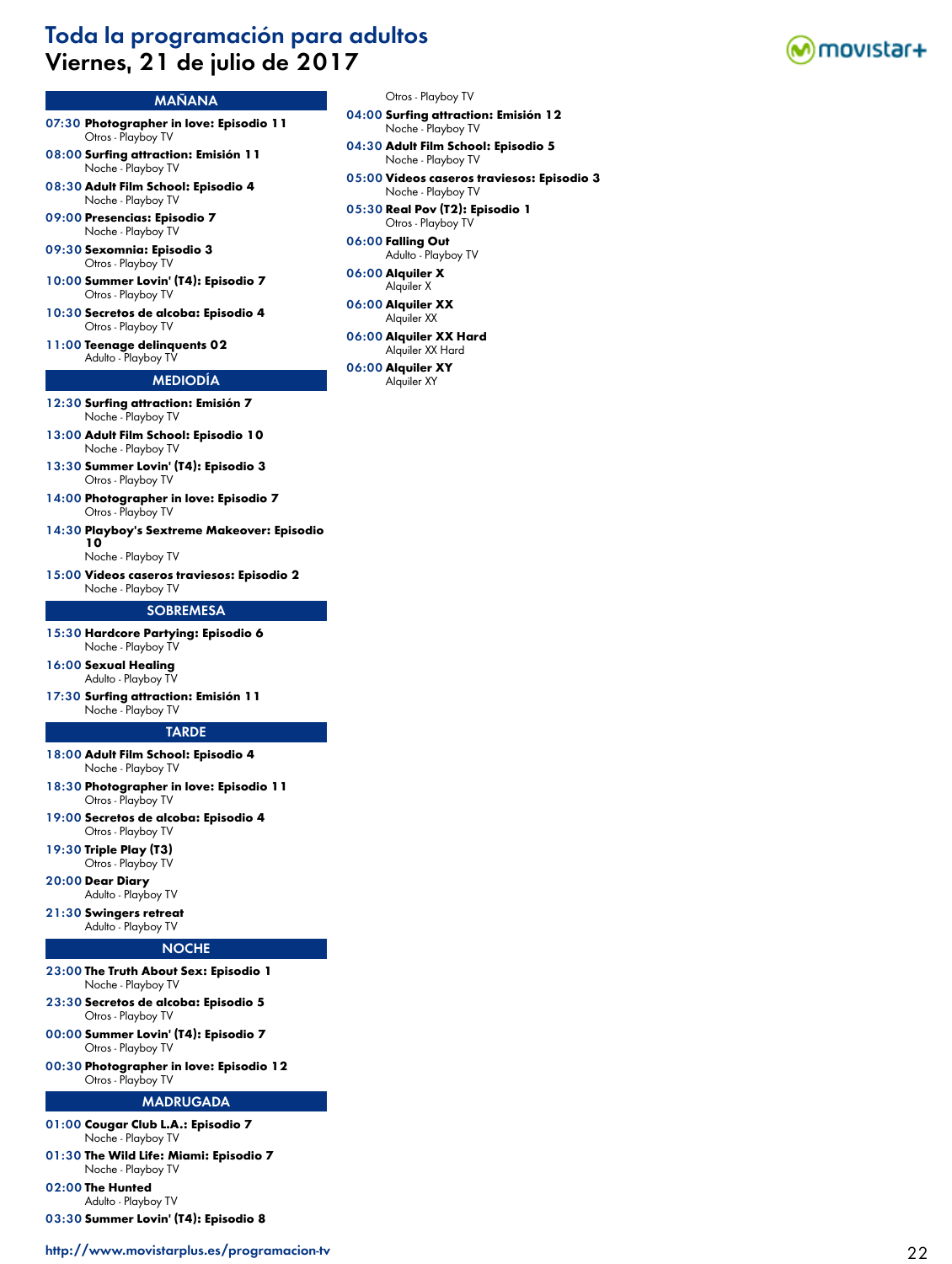# Toda la programación para adultos
# Viernes, 21 de julio de 2017

## MAÑANA

**07:30 Photographer in love: Episodio 11**
Otros - Playboy TV

**08:00 Surfing attraction: Emisión 11**
Noche - Playboy TV

**08:30 Adult Film School: Episodio 4**
Noche - Playboy TV

**09:00 Presencias: Episodio 7**
Noche - Playboy TV

**09:30 Sexomnia: Episodio 3**
Otros - Playboy TV

**10:00 Summer Lovin' (T4): Episodio 7**
Otros - Playboy TV

**10:30 Secretos de alcoba: Episodio 4**
Otros - Playboy TV

**11:00 Teenage delinquents 02**
Adulto - Playboy TV

## MEDIODÍA

**12:30 Surfing attraction: Emisión 7**
Noche - Playboy TV

**13:00 Adult Film School: Episodio 10**
Noche - Playboy TV

**13:30 Summer Lovin' (T4): Episodio 3**
Otros - Playboy TV

**14:00 Photographer in love: Episodio 7**
Otros - Playboy TV

**14:30 Playboy's Sextreme Makeover: Episodio 10**
Noche - Playboy TV

**15:00 Vídeos caseros traviesos: Episodio 2**
Noche - Playboy TV

## SOBREMESA

**15:30 Hardcore Partying: Episodio 6**
Noche - Playboy TV

**16:00 Sexual Healing**
Adulto - Playboy TV

**17:30 Surfing attraction: Emisión 11**
Noche - Playboy TV

## TARDE

**18:00 Adult Film School: Episodio 4**
Noche - Playboy TV

**18:30 Photographer in love: Episodio 11**
Otros - Playboy TV

**19:00 Secretos de alcoba: Episodio 4**
Otros - Playboy TV

**19:30 Triple Play (T3)**
Otros - Playboy TV

**20:00 Dear Diary**
Adulto - Playboy TV

**21:30 Swingers retreat**
Adulto - Playboy TV

## NOCHE

**23:00 The Truth About Sex: Episodio 1**
Noche - Playboy TV

**23:30 Secretos de alcoba: Episodio 5**
Otros - Playboy TV

**00:00 Summer Lovin' (T4): Episodio 7**
Otros - Playboy TV

**00:30 Photographer in love: Episodio 12**
Otros - Playboy TV

## MADRUGADA

**01:00 Cougar Club L.A.: Episodio 7**
Noche - Playboy TV

**01:30 The Wild Life: Miami: Episodio 7**
Noche - Playboy TV

**02:00 The Hunted**
Adulto - Playboy TV

**03:30 Summer Lovin' (T4): Episodio 8**
Otros - Playboy TV

**04:00 Surfing attraction: Emisión 12**
Noche - Playboy TV

**04:30 Adult Film School: Episodio 5**
Noche - Playboy TV

**05:00 Vídeos caseros traviesos: Episodio 3**
Noche - Playboy TV

**05:30 Real Pov (T2): Episodio 1**
Otros - Playboy TV

**06:00 Falling Out**
Adulto - Playboy TV

**06:00 Alquiler X**
Alquiler X

**06:00 Alquiler XX**
Alquiler XX

**06:00 Alquiler XX Hard**
Alquiler XX Hard

**06:00 Alquiler XY**
Alquiler XY

http://www.movistarplus.es/programacion-tv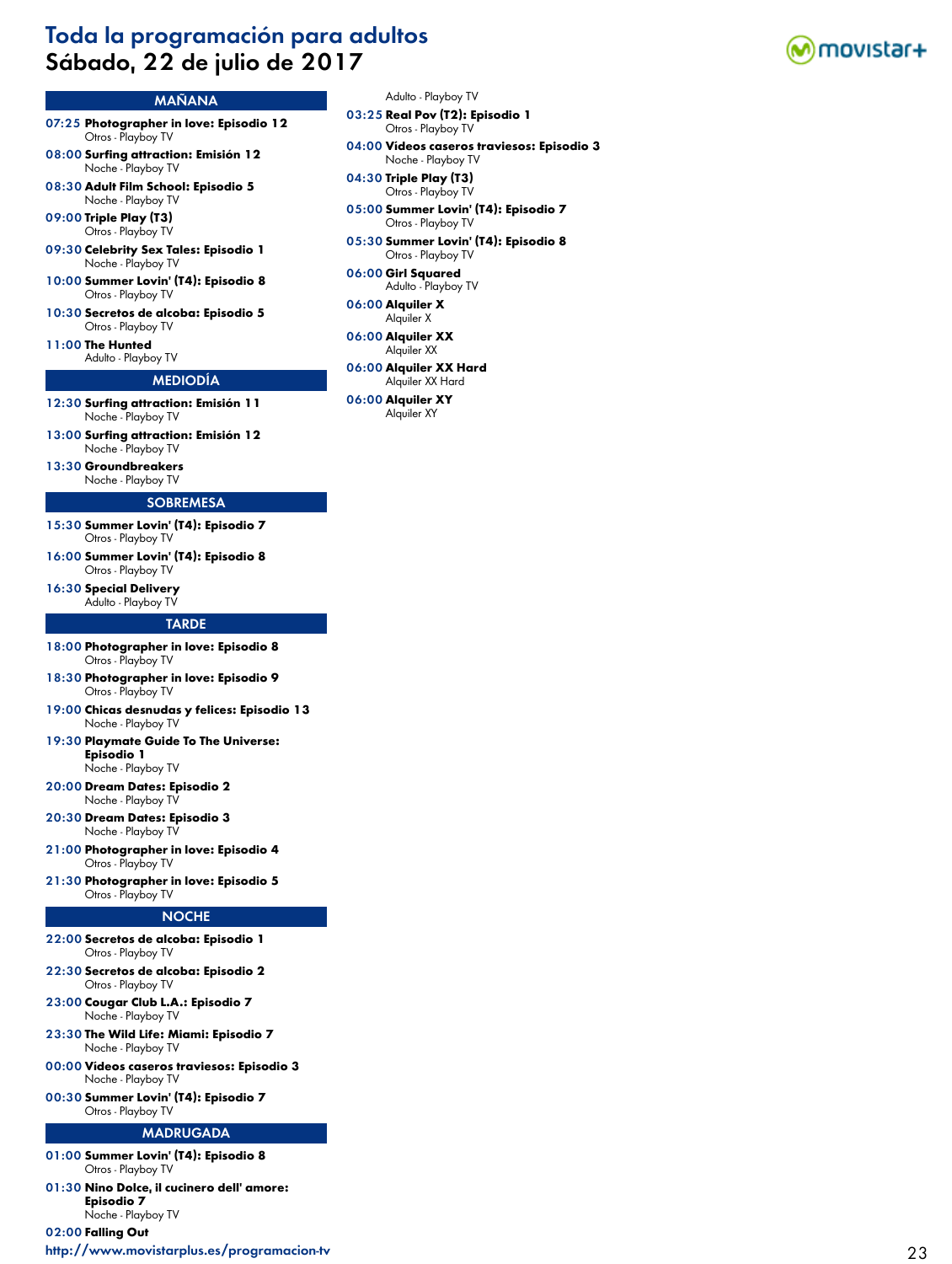# Toda la programación para adultos
## Sábado, 22 de julio de 2017

### MAÑANA

**07:25 Photographer in love: Episodio 12**
Otros - Playboy TV

**08:00 Surfing attraction: Emisión 12**
Noche - Playboy TV

**08:30 Adult Film School: Episodio 5**
Noche - Playboy TV

**09:00 Triple Play (T3)**
Otros - Playboy TV

**09:30 Celebrity Sex Tales: Episodio 1**
Noche - Playboy TV

**10:00 Summer Lovin' (T4): Episodio 8**
Otros - Playboy TV

**10:30 Secretos de alcoba: Episodio 5**
Otros - Playboy TV

**11:00 The Hunted**
Adulto - Playboy TV

### MEDIODÍA

**12:30 Surfing attraction: Emisión 11**
Noche - Playboy TV

**13:00 Surfing attraction: Emisión 12**
Noche - Playboy TV

**13:30 Groundbreakers**
Noche - Playboy TV

### SOBREMESA

**15:30 Summer Lovin' (T4): Episodio 7**
Otros - Playboy TV

**16:00 Summer Lovin' (T4): Episodio 8**
Otros - Playboy TV

**16:30 Special Delivery**
Adulto - Playboy TV

### TARDE

**18:00 Photographer in love: Episodio 8**
Otros - Playboy TV

**18:30 Photographer in love: Episodio 9**
Otros - Playboy TV

**19:00 Chicas desnudas y felices: Episodio 13**
Noche - Playboy TV

**19:30 Playmate Guide To The Universe: Episodio 1**
Noche - Playboy TV

**20:00 Dream Dates: Episodio 2**
Noche - Playboy TV

**20:30 Dream Dates: Episodio 3**
Noche - Playboy TV

**21:00 Photographer in love: Episodio 4**
Otros - Playboy TV

**21:30 Photographer in love: Episodio 5**
Otros - Playboy TV

### NOCHE

**22:00 Secretos de alcoba: Episodio 1**
Otros - Playboy TV

**22:30 Secretos de alcoba: Episodio 2**
Otros - Playboy TV

**23:00 Cougar Club L.A.: Episodio 7**
Noche - Playboy TV

**23:30 The Wild Life: Miami: Episodio 7**
Noche - Playboy TV

**00:00 Vídeos caseros traviesos: Episodio 3**
Noche - Playboy TV

**00:30 Summer Lovin' (T4): Episodio 7**
Otros - Playboy TV

### MADRUGADA

**01:00 Summer Lovin' (T4): Episodio 8**
Otros - Playboy TV

**01:30 Nino Dolce, il cucinero dell' amore: Episodio 7**
Noche - Playboy TV

**02:00 Falling Out**
Adulto - Playboy TV

**03:25 Real Pov (T2): Episodio 1**
Otros - Playboy TV

**04:00 Vídeos caseros traviesos: Episodio 3**
Noche - Playboy TV

**04:30 Triple Play (T3)**
Otros - Playboy TV

**05:00 Summer Lovin' (T4): Episodio 7**
Otros - Playboy TV

**05:30 Summer Lovin' (T4): Episodio 8**
Otros - Playboy TV

**06:00 Girl Squared**
Adulto - Playboy TV

**06:00 Alquiler X**
Alquiler X

**06:00 Alquiler XX**
Alquiler XX

**06:00 Alquiler XX Hard**
Alquiler XX Hard

**06:00 Alquiler XY**
Alquiler XY

http://www.movistarplus.es/programacion-tv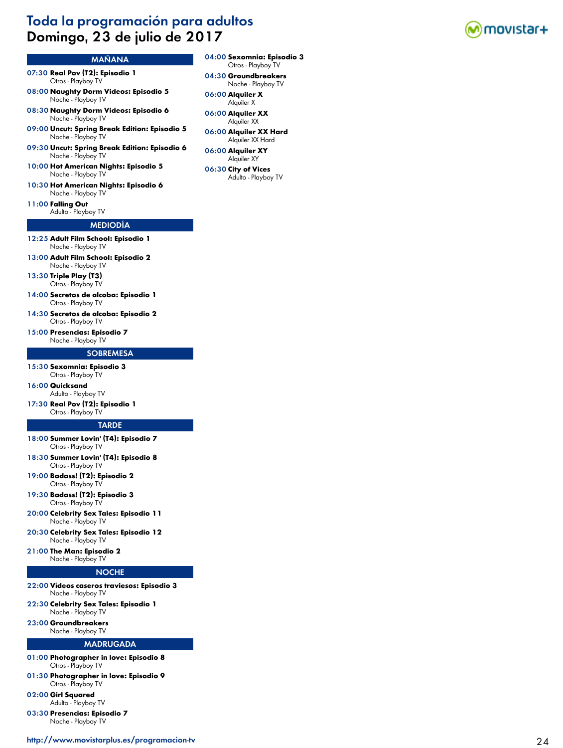# Toda la programación para adultos
## Domingo, 23 de julio de 2017

### MAÑANA

**07:30 Real Pov (T2): Episodio 1**
Otros - Playboy TV

**08:00 Naughty Dorm Videos: Episodio 5**
Noche - Playboy TV

**08:30 Naughty Dorm Videos: Episodio 6**
Noche - Playboy TV

**09:00 Uncut: Spring Break Edition: Episodio 5**
Noche - Playboy TV

**09:30 Uncut: Spring Break Edition: Episodio 6**
Noche - Playboy TV

**10:00 Hot American Nights: Episodio 5**
Noche - Playboy TV

**10:30 Hot American Nights: Episodio 6**
Noche - Playboy TV

**11:00 Falling Out**
Adulto - Playboy TV

### MEDIODÍA

**12:25 Adult Film School: Episodio 1**
Noche - Playboy TV

**13:00 Adult Film School: Episodio 2**
Noche - Playboy TV

**13:30 Triple Play (T3)**
Otros - Playboy TV

**14:00 Secretos de alcoba: Episodio 1**
Otros - Playboy TV

**14:30 Secretos de alcoba: Episodio 2**
Otros - Playboy TV

**15:00 Presencias: Episodio 7**
Noche - Playboy TV

### SOBREMESA

**15:30 Sexomnia: Episodio 3**
Otros - Playboy TV

**16:00 Quicksand**
Adulto - Playboy TV

**17:30 Real Pov (T2): Episodio 1**
Otros - Playboy TV

### TARDE

**18:00 Summer Lovin' (T4): Episodio 7**
Otros - Playboy TV

**18:30 Summer Lovin' (T4): Episodio 8**
Otros - Playboy TV

**19:00 Badass! (T2): Episodio 2**
Otros - Playboy TV

**19:30 Badass! (T2): Episodio 3**
Otros - Playboy TV

**20:00 Celebrity Sex Tales: Episodio 11**
Noche - Playboy TV

**20:30 Celebrity Sex Tales: Episodio 12**
Noche - Playboy TV

**21:00 The Man: Episodio 2**
Noche - Playboy TV

### NOCHE

**22:00 Vídeos caseros traviesos: Episodio 3**
Noche - Playboy TV

**22:30 Celebrity Sex Tales: Episodio 1**
Noche - Playboy TV

**23:00 Groundbreakers**
Noche - Playboy TV

### MADRUGADA

**01:00 Photographer in love: Episodio 8**
Otros - Playboy TV

**01:30 Photographer in love: Episodio 9**
Otros - Playboy TV

**02:00 Girl Squared**
Adulto - Playboy TV

**03:30 Presencias: Episodio 7**
Noche - Playboy TV

**04:00 Sexomnia: Episodio 3**
Otros - Playboy TV

**04:30 Groundbreakers**
Noche - Playboy TV

**06:00 Alquiler X**
Alquiler X

**06:00 Alquiler XX**
Alquiler XX

**06:00 Alquiler XX Hard**
Alquiler XX Hard

**06:00 Alquiler XY**
Alquiler XY

**06:30 City of Vices**
Adulto - Playboy TV

http://www.movistarplus.es/programacion-tv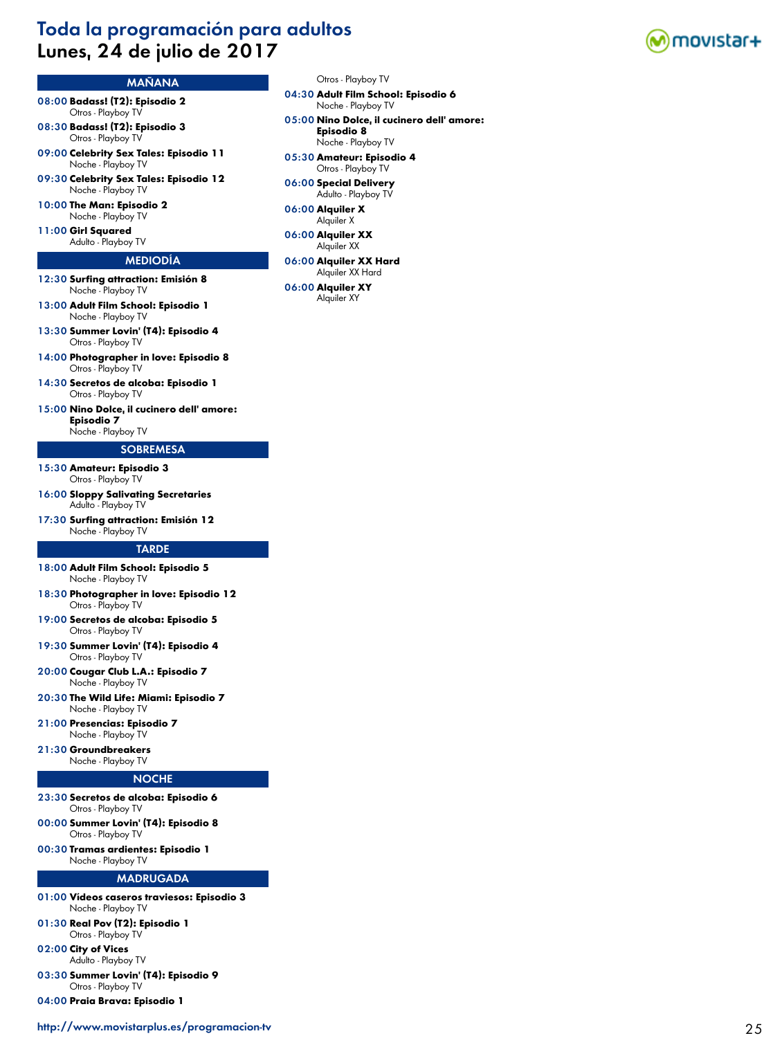# Toda la programación para adultos
## Lunes, 24 de julio de 2017

### MAÑANA

**08:00 Badass! (T2): Episodio 2**
Otros - Playboy TV

**08:30 Badass! (T2): Episodio 3**
Otros - Playboy TV

**09:00 Celebrity Sex Tales: Episodio 11**
Noche - Playboy TV

**09:30 Celebrity Sex Tales: Episodio 12**
Noche - Playboy TV

**10:00 The Man: Episodio 2**
Noche - Playboy TV

**11:00 Girl Squared**
Adulto - Playboy TV

### MEDIODÍA

**12:30 Surfing attraction: Emisión 8**
Noche - Playboy TV

**13:00 Adult Film School: Episodio 1**
Noche - Playboy TV

**13:30 Summer Lovin' (T4): Episodio 4**
Otros - Playboy TV

**14:00 Photographer in love: Episodio 8**
Otros - Playboy TV

**14:30 Secretos de alcoba: Episodio 1**
Otros - Playboy TV

**15:00 Nino Dolce, il cucinero dell' amore: Episodio 7**
Noche - Playboy TV

### SOBREMESA

**15:30 Amateur: Episodio 3**
Otros - Playboy TV

**16:00 Sloppy Salivating Secretaries**
Adulto - Playboy TV

**17:30 Surfing attraction: Emisión 12**
Noche - Playboy TV

### TARDE

**18:00 Adult Film School: Episodio 5**
Noche - Playboy TV

**18:30 Photographer in love: Episodio 12**
Otros - Playboy TV

**19:00 Secretos de alcoba: Episodio 5**
Otros - Playboy TV

**19:30 Summer Lovin' (T4): Episodio 4**
Otros - Playboy TV

**20:00 Cougar Club L.A.: Episodio 7**
Noche - Playboy TV

**20:30 The Wild Life: Miami: Episodio 7**
Noche - Playboy TV

**21:00 Presencias: Episodio 7**
Noche - Playboy TV

**21:30 Groundbreakers**
Noche - Playboy TV

### NOCHE

**23:30 Secretos de alcoba: Episodio 6**
Otros - Playboy TV

**00:00 Summer Lovin' (T4): Episodio 8**
Otros - Playboy TV

**00:30 Tramas ardientes: Episodio 1**
Noche - Playboy TV

### MADRUGADA

**01:00 Vídeos caseros traviesos: Episodio 3**
Noche - Playboy TV

**01:30 Real Pov (T2): Episodio 1**
Otros - Playboy TV

**02:00 City of Vices**
Adulto - Playboy TV

**03:30 Summer Lovin' (T4): Episodio 9**
Otros - Playboy TV

**04:00 Praia Brava: Episodio 1**
Otros - Playboy TV

**04:30 Adult Film School: Episodio 6**
Noche - Playboy TV

**05:00 Nino Dolce, il cucinero dell' amore: Episodio 8**
Noche - Playboy TV

**05:30 Amateur: Episodio 4**
Otros - Playboy TV

**06:00 Special Delivery**
Adulto - Playboy TV

**06:00 Alquiler X**
Alquiler X

**06:00 Alquiler XX**
Alquiler XX

**06:00 Alquiler XX Hard**
Alquiler XX Hard

**06:00 Alquiler XY**
Alquiler XY

http://www.movistarplus.es/programacion-tv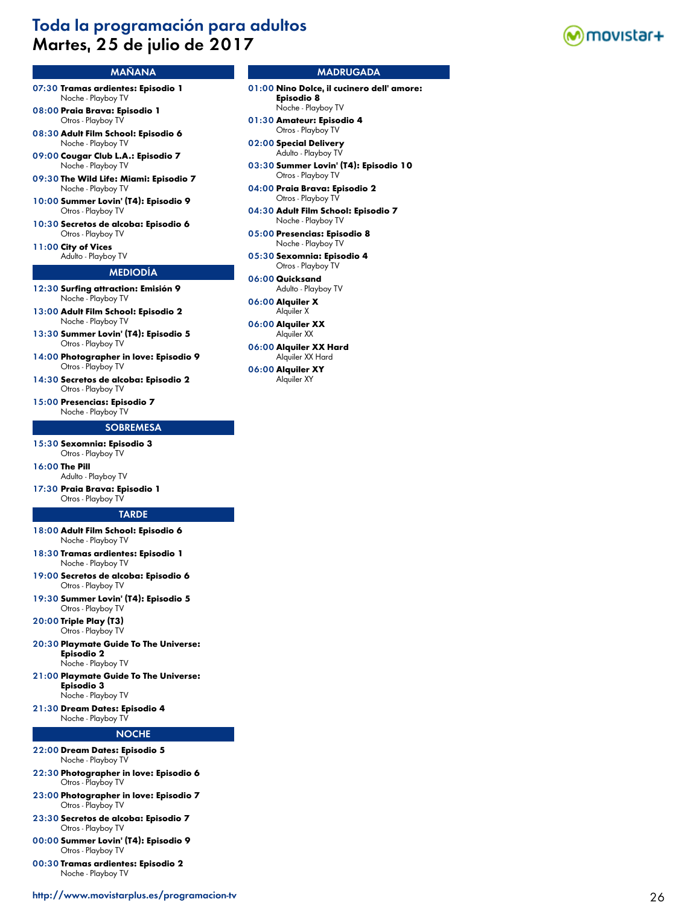# Toda la programación para adultos
## Martes, 25 de julio de 2017

### MAÑANA

**07:30 Tramas ardientes: Episodio 1**
Noche - Playboy TV

**08:00 Praia Brava: Episodio 1**
Otros - Playboy TV

**08:30 Adult Film School: Episodio 6**
Noche - Playboy TV

**09:00 Cougar Club L.A.: Episodio 7**
Noche - Playboy TV

**09:30 The Wild Life: Miami: Episodio 7**
Noche - Playboy TV

**10:00 Summer Lovin' (T4): Episodio 9**
Otros - Playboy TV

**10:30 Secretos de alcoba: Episodio 6**
Otros - Playboy TV

**11:00 City of Vices**
Adulto - Playboy TV

### MEDIODÍA

**12:30 Surfing attraction: Emisión 9**
Noche - Playboy TV

**13:00 Adult Film School: Episodio 2**
Noche - Playboy TV

**13:30 Summer Lovin' (T4): Episodio 5**
Otros - Playboy TV

**14:00 Photographer in love: Episodio 9**
Otros - Playboy TV

**14:30 Secretos de alcoba: Episodio 2**
Otros - Playboy TV

**15:00 Presencias: Episodio 7**
Noche - Playboy TV

### SOBREMESA

**15:30 Sexomnia: Episodio 3**
Otros - Playboy TV

**16:00 The Pill**
Adulto - Playboy TV

**17:30 Praia Brava: Episodio 1**
Otros - Playboy TV

### TARDE

**18:00 Adult Film School: Episodio 6**
Noche - Playboy TV

**18:30 Tramas ardientes: Episodio 1**
Noche - Playboy TV

**19:00 Secretos de alcoba: Episodio 6**
Otros - Playboy TV

**19:30 Summer Lovin' (T4): Episodio 5**
Otros - Playboy TV

**20:00 Triple Play (T3)**
Otros - Playboy TV

**20:30 Playmate Guide To The Universe: Episodio 2**
Noche - Playboy TV

**21:00 Playmate Guide To The Universe: Episodio 3**
Noche - Playboy TV

**21:30 Dream Dates: Episodio 4**
Noche - Playboy TV

### NOCHE

**22:00 Dream Dates: Episodio 5**
Noche - Playboy TV

**22:30 Photographer in love: Episodio 6**
Otros - Playboy TV

**23:00 Photographer in love: Episodio 7**
Otros - Playboy TV

**23:30 Secretos de alcoba: Episodio 7**
Otros - Playboy TV

**00:00 Summer Lovin' (T4): Episodio 9**
Otros - Playboy TV

**00:30 Tramas ardientes: Episodio 2**
Noche - Playboy TV

### MADRUGADA

**01:00 Nino Dolce, il cucinero dell' amore: Episodio 8**
Noche - Playboy TV

**01:30 Amateur: Episodio 4**
Otros - Playboy TV

**02:00 Special Delivery**
Adulto - Playboy TV

**03:30 Summer Lovin' (T4): Episodio 10**
Otros - Playboy TV

**04:00 Praia Brava: Episodio 2**
Otros - Playboy TV

**04:30 Adult Film School: Episodio 7**
Noche - Playboy TV

**05:00 Presencias: Episodio 8**
Noche - Playboy TV

**05:30 Sexomnia: Episodio 4**
Otros - Playboy TV

**06:00 Quicksand**
Adulto - Playboy TV

**06:00 Alquiler X**
Alquiler X

**06:00 Alquiler XX**
Alquiler XX

**06:00 Alquiler XX Hard**
Alquiler XX Hard

**06:00 Alquiler XY**
Alquiler XY

http://www.movistarplus.es/programacion-tv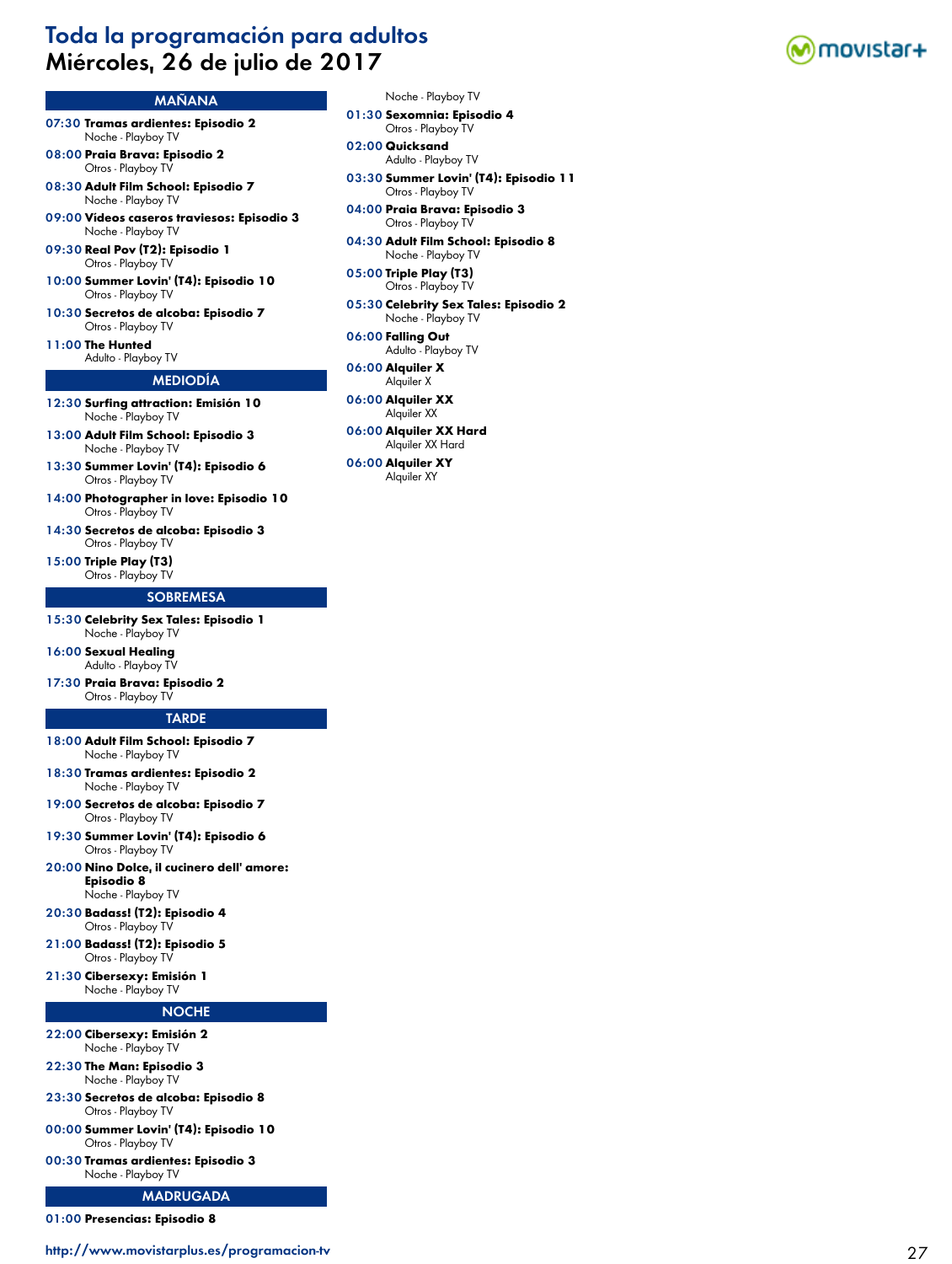# Toda la programación para adultos
## Miércoles, 26 de julio de 2017

### MAÑANA

**07:30 Tramas ardientes: Episodio 2**
Noche - Playboy TV

**08:00 Praia Brava: Episodio 2**
Otros - Playboy TV

**08:30 Adult Film School: Episodio 7**
Noche - Playboy TV

**09:00 Videos caseros traviesos: Episodio 3**
Noche - Playboy TV

**09:30 Real Pov (T2): Episodio 1**
Otros - Playboy TV

**10:00 Summer Lovin' (T4): Episodio 10**
Otros - Playboy TV

**10:30 Secretos de alcoba: Episodio 7**
Otros - Playboy TV

**11:00 The Hunted**
Adulto - Playboy TV

### MEDIODÍA

**12:30 Surfing attraction: Emisión 10**
Noche - Playboy TV

**13:00 Adult Film School: Episodio 3**
Noche - Playboy TV

**13:30 Summer Lovin' (T4): Episodio 6**
Otros - Playboy TV

**14:00 Photographer in love: Episodio 10**
Otros - Playboy TV

**14:30 Secretos de alcoba: Episodio 3**
Otros - Playboy TV

**15:00 Triple Play (T3)**
Otros - Playboy TV

### SOBREMESA

**15:30 Celebrity Sex Tales: Episodio 1**
Noche - Playboy TV

**16:00 Sexual Healing**
Adulto - Playboy TV

**17:30 Praia Brava: Episodio 2**
Otros - Playboy TV

### TARDE

**18:00 Adult Film School: Episodio 7**
Noche - Playboy TV

**18:30 Tramas ardientes: Episodio 2**
Noche - Playboy TV

**19:00 Secretos de alcoba: Episodio 7**
Otros - Playboy TV

**19:30 Summer Lovin' (T4): Episodio 6**
Otros - Playboy TV

**20:00 Nino Dolce, il cucinero dell' amore: Episodio 8**
Noche - Playboy TV

**20:30 Badass! (T2): Episodio 4**
Otros - Playboy TV

**21:00 Badass! (T2): Episodio 5**
Otros - Playboy TV

**21:30 Cibersexy: Emisión 1**
Noche - Playboy TV

### NOCHE

**22:00 Cibersexy: Emisión 2**
Noche - Playboy TV

**22:30 The Man: Episodio 3**
Noche - Playboy TV

**23:30 Secretos de alcoba: Episodio 8**
Otros - Playboy TV

**00:00 Summer Lovin' (T4): Episodio 10**
Otros - Playboy TV

**00:30 Tramas ardientes: Episodio 3**
Noche - Playboy TV

### MADRUGADA

**01:00 Presencias: Episodio 8**
Noche - Playboy TV

**01:30 Sexomnia: Episodio 4**
Otros - Playboy TV

**02:00 Quicksand**
Adulto - Playboy TV

**03:30 Summer Lovin' (T4): Episodio 11**
Otros - Playboy TV

**04:00 Praia Brava: Episodio 3**
Otros - Playboy TV

**04:30 Adult Film School: Episodio 8**
Noche - Playboy TV

**05:00 Triple Play (T3)**
Otros - Playboy TV

**05:30 Celebrity Sex Tales: Episodio 2**
Noche - Playboy TV

**06:00 Falling Out**
Adulto - Playboy TV

**06:00 Alquiler X**
Alquiler X

**06:00 Alquiler XX**
Alquiler XX

**06:00 Alquiler XX Hard**
Alquiler XX Hard

**06:00 Alquiler XY**
Alquiler XY

http://www.movistarplus.es/programacion-tv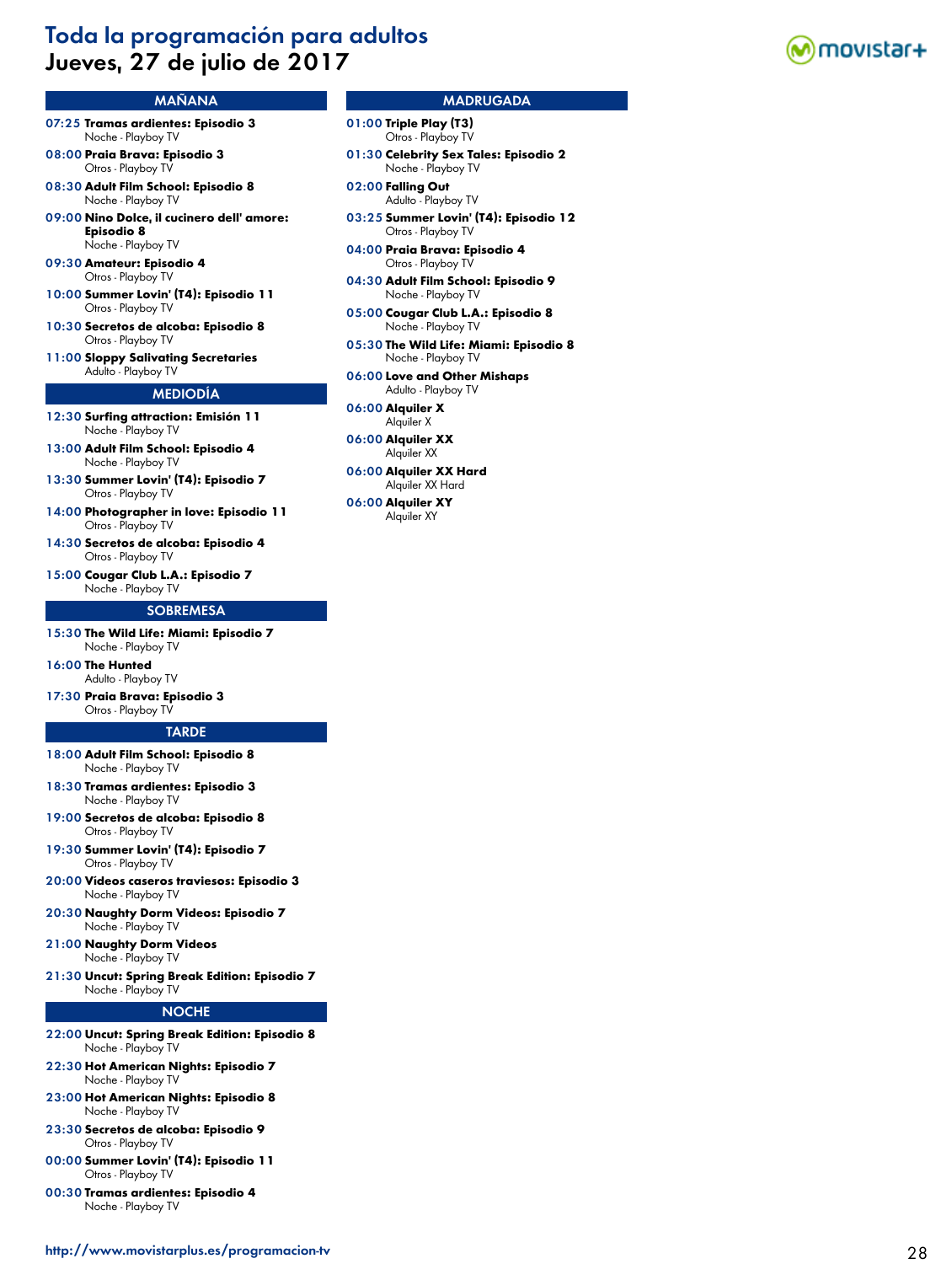# Toda la programación para adultos
## Jueves, 27 de julio de 2017

movistar+

### MAÑANA

**07:25 Tramas ardientes: Episodio 3**
Noche - Playboy TV

**08:00 Praia Brava: Episodio 3**
Otros - Playboy TV

**08:30 Adult Film School: Episodio 8**
Noche - Playboy TV

**09:00 Nino Dolce, il cucinero dell' amore: Episodio 8**
Noche - Playboy TV

**09:30 Amateur: Episodio 4**
Otros - Playboy TV

**10:00 Summer Lovin' (T4): Episodio 11**
Otros - Playboy TV

**10:30 Secretos de alcoba: Episodio 8**
Otros - Playboy TV

**11:00 Sloppy Salivating Secretaries**
Adulto - Playboy TV

### MEDIODÍA

**12:30 Surfing attraction: Emisión 11**
Noche - Playboy TV

**13:00 Adult Film School: Episodio 4**
Noche - Playboy TV

**13:30 Summer Lovin' (T4): Episodio 7**
Otros - Playboy TV

**14:00 Photographer in love: Episodio 11**
Otros - Playboy TV

**14:30 Secretos de alcoba: Episodio 4**
Otros - Playboy TV

**15:00 Cougar Club L.A.: Episodio 7**
Noche - Playboy TV

### SOBREMESA

**15:30 The Wild Life: Miami: Episodio 7**
Noche - Playboy TV

**16:00 The Hunted**
Adulto - Playboy TV

**17:30 Praia Brava: Episodio 3**
Otros - Playboy TV

### TARDE

**18:00 Adult Film School: Episodio 8**
Noche - Playboy TV

**18:30 Tramas ardientes: Episodio 3**
Noche - Playboy TV

**19:00 Secretos de alcoba: Episodio 8**
Otros - Playboy TV

**19:30 Summer Lovin' (T4): Episodio 7**
Otros - Playboy TV

**20:00 Vídeos caseros traviesos: Episodio 3**
Noche - Playboy TV

**20:30 Naughty Dorm Videos: Episodio 7**
Noche - Playboy TV

**21:00 Naughty Dorm Videos**
Noche - Playboy TV

**21:30 Uncut: Spring Break Edition: Episodio 7**
Noche - Playboy TV

### NOCHE

**22:00 Uncut: Spring Break Edition: Episodio 8**
Noche - Playboy TV

**22:30 Hot American Nights: Episodio 7**
Noche - Playboy TV

**23:00 Hot American Nights: Episodio 8**
Noche - Playboy TV

**23:30 Secretos de alcoba: Episodio 9**
Otros - Playboy TV

**00:00 Summer Lovin' (T4): Episodio 11**
Otros - Playboy TV

**00:30 Tramas ardientes: Episodio 4**
Noche - Playboy TV

### MADRUGADA

**01:00 Triple Play (T3)**
Otros - Playboy TV

**01:30 Celebrity Sex Tales: Episodio 2**
Noche - Playboy TV

**02:00 Falling Out**
Adulto - Playboy TV

**03:25 Summer Lovin' (T4): Episodio 12**
Otros - Playboy TV

**04:00 Praia Brava: Episodio 4**
Otros - Playboy TV

**04:30 Adult Film School: Episodio 9**
Noche - Playboy TV

**05:00 Cougar Club L.A.: Episodio 8**
Noche - Playboy TV

**05:30 The Wild Life: Miami: Episodio 8**
Noche - Playboy TV

**06:00 Love and Other Mishaps**
Adulto - Playboy TV

**06:00 Alquiler X**
Alquiler X

**06:00 Alquiler XX**
Alquiler XX

**06:00 Alquiler XX Hard**
Alquiler XX Hard

**06:00 Alquiler XY**
Alquiler XY

http://www.movistarplus.es/programacion-tv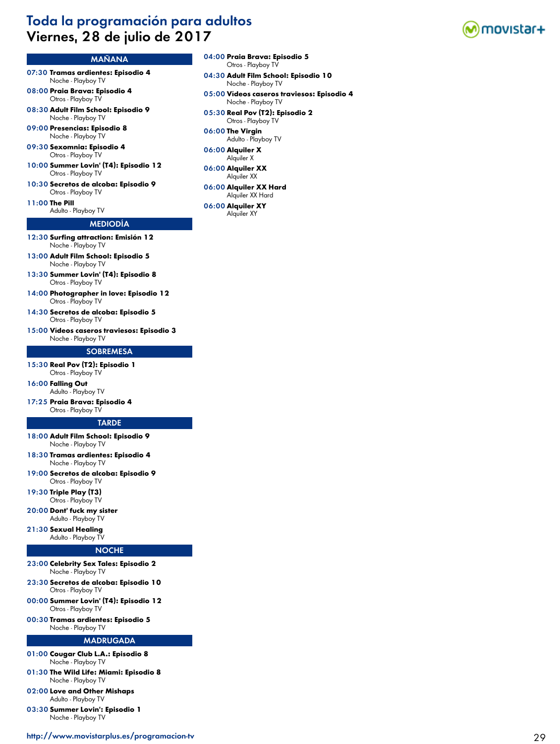# Toda la programación para adultos
## Viernes, 28 de julio de 2017

### MAÑANA

**07:30 Tramas ardientes: Episodio 4**
Noche - Playboy TV

**08:00 Praia Brava: Episodio 4**
Otros - Playboy TV

**08:30 Adult Film School: Episodio 9**
Noche - Playboy TV

**09:00 Presencias: Episodio 8**
Noche - Playboy TV

**09:30 Sexomnia: Episodio 4**
Otros - Playboy TV

**10:00 Summer Lovin' (T4): Episodio 12**
Otros - Playboy TV

**10:30 Secretos de alcoba: Episodio 9**
Otros - Playboy TV

**11:00 The Pill**
Adulto - Playboy TV

### MEDIODÍA

**12:30 Surfing attraction: Emisión 12**
Noche - Playboy TV

**13:00 Adult Film School: Episodio 5**
Noche - Playboy TV

**13:30 Summer Lovin' (T4): Episodio 8**
Otros - Playboy TV

**14:00 Photographer in love: Episodio 12**
Otros - Playboy TV

**14:30 Secretos de alcoba: Episodio 5**
Otros - Playboy TV

**15:00 Vídeos caseros traviesos: Episodio 3**
Noche - Playboy TV

### SOBREMESA

**15:30 Real Pov (T2): Episodio 1**
Otros - Playboy TV

**16:00 Falling Out**
Adulto - Playboy TV

**17:25 Praia Brava: Episodio 4**
Otros - Playboy TV

### TARDE

**18:00 Adult Film School: Episodio 9**
Noche - Playboy TV

**18:30 Tramas ardientes: Episodio 4**
Noche - Playboy TV

**19:00 Secretos de alcoba: Episodio 9**
Otros - Playboy TV

**19:30 Triple Play (T3)**
Otros - Playboy TV

**20:00 Dont' fuck my sister**
Adulto - Playboy TV

**21:30 Sexual Healing**
Adulto - Playboy TV

### NOCHE

**23:00 Celebrity Sex Tales: Episodio 2**
Noche - Playboy TV

**23:30 Secretos de alcoba: Episodio 10**
Otros - Playboy TV

**00:00 Summer Lovin' (T4): Episodio 12**
Otros - Playboy TV

**00:30 Tramas ardientes: Episodio 5**
Noche - Playboy TV

### MADRUGADA

**01:00 Cougar Club L.A.: Episodio 8**
Noche - Playboy TV

**01:30 The Wild Life: Miami: Episodio 8**
Noche - Playboy TV

**02:00 Love and Other Mishaps**
Adulto - Playboy TV

**03:30 Summer Lovin': Episodio 1**
Noche - Playboy TV

**04:00 Praia Brava: Episodio 5**
Otros - Playboy TV

**04:30 Adult Film School: Episodio 10**
Noche - Playboy TV

**05:00 Vídeos caseros traviesos: Episodio 4**
Noche - Playboy TV

**05:30 Real Pov (T2): Episodio 2**
Otros - Playboy TV

**06:00 The Virgin**
Adulto - Playboy TV

**06:00 Alquiler X**
Alquiler X

**06:00 Alquiler XX**
Alquiler XX

**06:00 Alquiler XX Hard**
Alquiler XX Hard

**06:00 Alquiler XY**
Alquiler XY

http://www.movistarplus.es/programacion-tv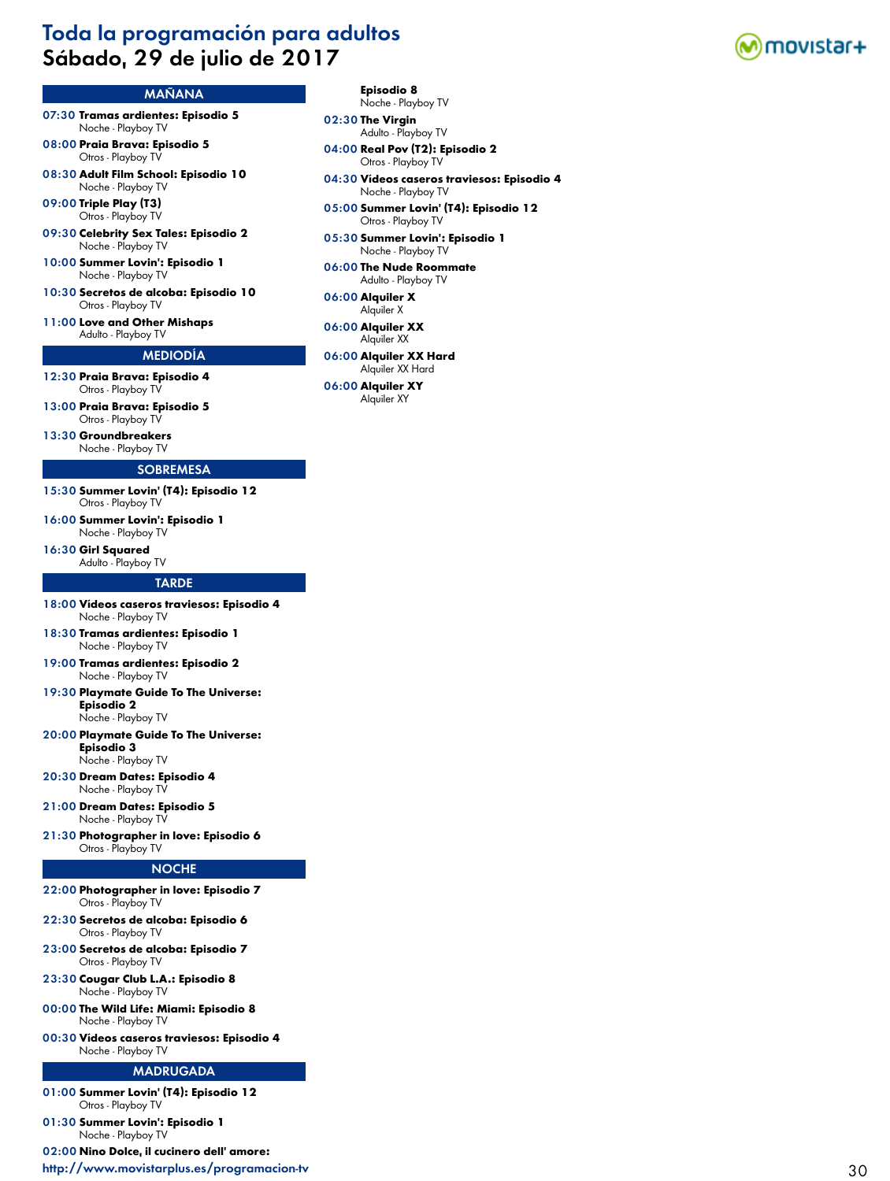# Toda la programación para adultos
## Sábado, 29 de julio de 2017

### MAÑANA

**07:30 Tramas ardientes: Episodio 5**
Noche - Playboy TV

**08:00 Praia Brava: Episodio 5**
Otros - Playboy TV

**08:30 Adult Film School: Episodio 10**
Noche - Playboy TV

**09:00 Triple Play (T3)**
Otros - Playboy TV

**09:30 Celebrity Sex Tales: Episodio 2**
Noche - Playboy TV

**10:00 Summer Lovin': Episodio 1**
Noche - Playboy TV

**10:30 Secretos de alcoba: Episodio 10**
Otros - Playboy TV

**11:00 Love and Other Mishaps**
Adulto - Playboy TV

### MEDIODÍA

**12:30 Praia Brava: Episodio 4**
Otros - Playboy TV

**13:00 Praia Brava: Episodio 5**
Otros - Playboy TV

**13:30 Groundbreakers**
Noche - Playboy TV

### SOBREMESA

**15:30 Summer Lovin' (T4): Episodio 12**
Otros - Playboy TV

**16:00 Summer Lovin': Episodio 1**
Noche - Playboy TV

**16:30 Girl Squared**
Adulto - Playboy TV

### TARDE

**18:00 Vídeos caseros traviesos: Episodio 4**
Noche - Playboy TV

**18:30 Tramas ardientes: Episodio 1**
Noche - Playboy TV

**19:00 Tramas ardientes: Episodio 2**
Noche - Playboy TV

**19:30 Playmate Guide To The Universe: Episodio 2**
Noche - Playboy TV

**20:00 Playmate Guide To The Universe: Episodio 3**
Noche - Playboy TV

**20:30 Dream Dates: Episodio 4**
Noche - Playboy TV

**21:00 Dream Dates: Episodio 5**
Noche - Playboy TV

**21:30 Photographer in love: Episodio 6**
Otros - Playboy TV

### NOCHE

**22:00 Photographer in love: Episodio 7**
Otros - Playboy TV

**22:30 Secretos de alcoba: Episodio 6**
Otros - Playboy TV

**23:00 Secretos de alcoba: Episodio 7**
Otros - Playboy TV

**23:30 Cougar Club L.A.: Episodio 8**
Noche - Playboy TV

**00:00 The Wild Life: Miami: Episodio 8**
Noche - Playboy TV

**00:30 Vídeos caseros traviesos: Episodio 4**
Noche - Playboy TV

### MADRUGADA

**01:00 Summer Lovin' (T4): Episodio 12**
Otros - Playboy TV

**01:30 Summer Lovin': Episodio 1**
Noche - Playboy TV

**02:00 Nino Dolce, il cucinero dell' amore: Episodio 8**
Noche - Playboy TV

**02:30 The Virgin**
Adulto - Playboy TV

**04:00 Real Pov (T2): Episodio 2**
Otros - Playboy TV

**04:30 Vídeos caseros traviesos: Episodio 4**
Noche - Playboy TV

**05:00 Summer Lovin' (T4): Episodio 12**
Otros - Playboy TV

**05:30 Summer Lovin': Episodio 1**
Noche - Playboy TV

**06:00 The Nude Roommate**
Adulto - Playboy TV

**06:00 Alquiler X**
Alquiler X

**06:00 Alquiler XX**
Alquiler XX

**06:00 Alquiler XX Hard**
Alquiler XX Hard

**06:00 Alquiler XY**
Alquiler XY

http://www.movistarplus.es/programacion-tv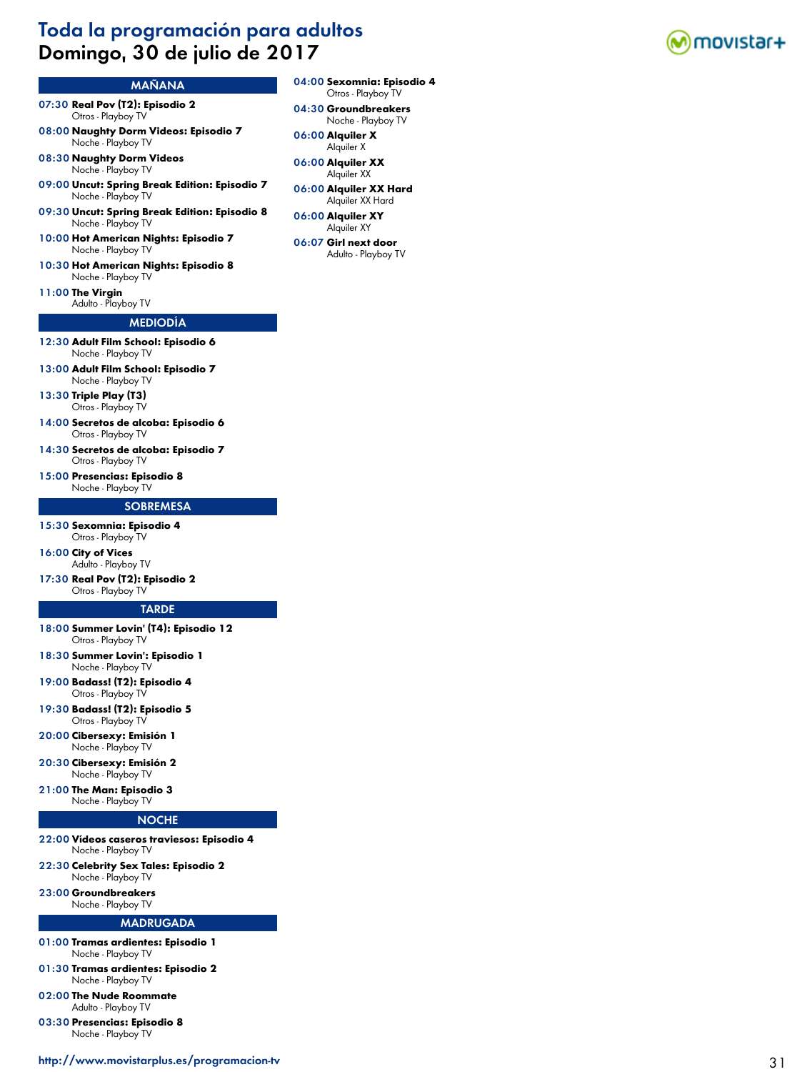# Toda la programación para adultos
## Domingo, 30 de julio de 2017

### MAÑANA

**07:30 Real Pov (T2): Episodio 2**
Otros - Playboy TV

**08:00 Naughty Dorm Videos: Episodio 7**
Noche - Playboy TV

**08:30 Naughty Dorm Videos**
Noche - Playboy TV

**09:00 Uncut: Spring Break Edition: Episodio 7**
Noche - Playboy TV

**09:30 Uncut: Spring Break Edition: Episodio 8**
Noche - Playboy TV

**10:00 Hot American Nights: Episodio 7**
Noche - Playboy TV

**10:30 Hot American Nights: Episodio 8**
Noche - Playboy TV

**11:00 The Virgin**
Adulto - Playboy TV

### MEDIODÍA

**12:30 Adult Film School: Episodio 6**
Noche - Playboy TV

**13:00 Adult Film School: Episodio 7**
Noche - Playboy TV

**13:30 Triple Play (T3)**
Otros - Playboy TV

**14:00 Secretos de alcoba: Episodio 6**
Otros - Playboy TV

**14:30 Secretos de alcoba: Episodio 7**
Otros - Playboy TV

**15:00 Presencias: Episodio 8**
Noche - Playboy TV

### SOBREMESA

**15:30 Sexomnia: Episodio 4**
Otros - Playboy TV

**16:00 City of Vices**
Adulto - Playboy TV

**17:30 Real Pov (T2): Episodio 2**
Otros - Playboy TV

### TARDE

**18:00 Summer Lovin' (T4): Episodio 12**
Otros - Playboy TV

**18:30 Summer Lovin': Episodio 1**
Noche - Playboy TV

**19:00 Badass! (T2): Episodio 4**
Otros - Playboy TV

**19:30 Badass! (T2): Episodio 5**
Otros - Playboy TV

**20:00 Cibersexy: Emisión 1**
Noche - Playboy TV

**20:30 Cibersexy: Emisión 2**
Noche - Playboy TV

**21:00 The Man: Episodio 3**
Noche - Playboy TV

### NOCHE

**22:00 Vídeos caseros traviesos: Episodio 4**
Noche - Playboy TV

**22:30 Celebrity Sex Tales: Episodio 2**
Noche - Playboy TV

**23:00 Groundbreakers**
Noche - Playboy TV

### MADRUGADA

**01:00 Tramas ardientes: Episodio 1**
Noche - Playboy TV

**01:30 Tramas ardientes: Episodio 2**
Noche - Playboy TV

**02:00 The Nude Roommate**
Adulto - Playboy TV

**03:30 Presencias: Episodio 8**
Noche - Playboy TV

**04:00 Sexomnia: Episodio 4**
Otros - Playboy TV

**04:30 Groundbreakers**
Noche - Playboy TV

**06:00 Alquiler X**
Alquiler X

**06:00 Alquiler XX**
Alquiler XX

**06:00 Alquiler XX Hard**
Alquiler XX Hard

**06:00 Alquiler XY**
Alquiler XY

**06:07 Girl next door**
Adulto - Playboy TV

http://www.movistarplus.es/programacion-tv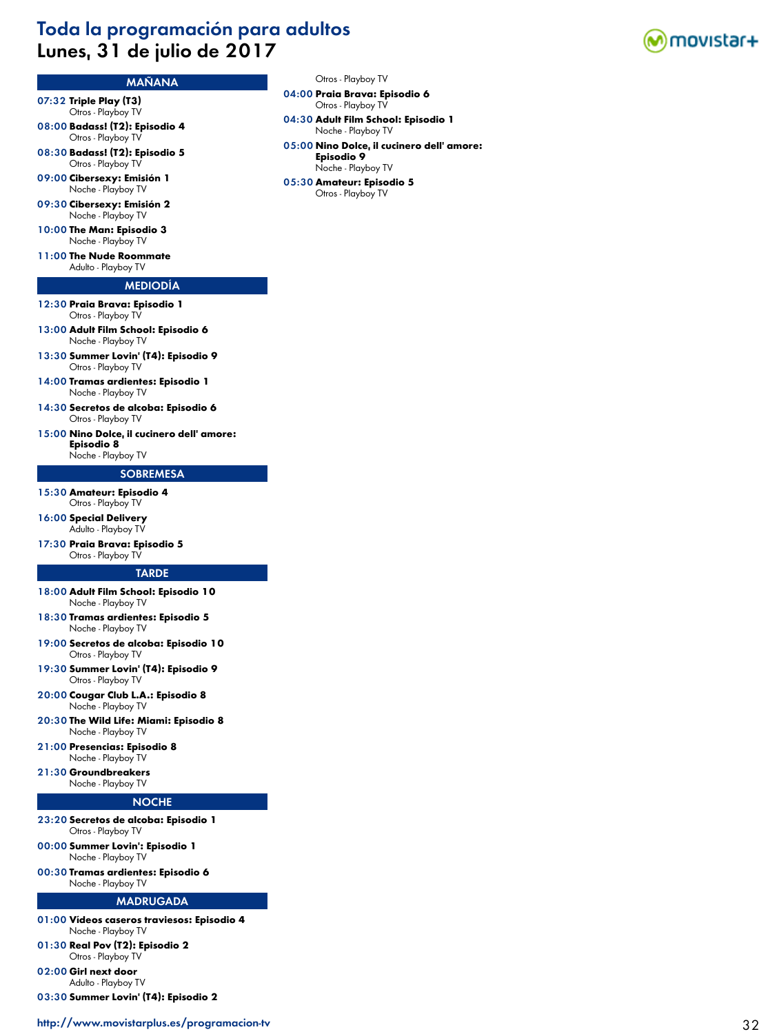# Toda la programación para adultos

## Lunes, 31 de julio de 2017

### MAÑANA

**07:32 Triple Play (T3)**
Otros - Playboy TV

**08:00 Badass! (T2): Episodio 4**
Otros - Playboy TV

**08:30 Badass! (T2): Episodio 5**
Otros - Playboy TV

**09:00 Cibersexy: Emisión 1**
Noche - Playboy TV

**09:30 Cibersexy: Emisión 2**
Noche - Playboy TV

**10:00 The Man: Episodio 3**
Noche - Playboy TV

**11:00 The Nude Roommate**
Adulto - Playboy TV

### MEDIODÍA

**12:30 Praia Brava: Episodio 1**
Otros - Playboy TV

**13:00 Adult Film School: Episodio 6**
Noche - Playboy TV

**13:30 Summer Lovin' (T4): Episodio 9**
Otros - Playboy TV

**14:00 Tramas ardientes: Episodio 1**
Noche - Playboy TV

**14:30 Secretos de alcoba: Episodio 6**
Otros - Playboy TV

**15:00 Nino Dolce, il cucinero dell' amore: Episodio 8**
Noche - Playboy TV

### SOBREMESA

**15:30 Amateur: Episodio 4**
Otros - Playboy TV

**16:00 Special Delivery**
Adulto - Playboy TV

**17:30 Praia Brava: Episodio 5**
Otros - Playboy TV

### TARDE

**18:00 Adult Film School: Episodio 10**
Noche - Playboy TV

**18:30 Tramas ardientes: Episodio 5**
Noche - Playboy TV

**19:00 Secretos de alcoba: Episodio 10**
Otros - Playboy TV

**19:30 Summer Lovin' (T4): Episodio 9**
Otros - Playboy TV

**20:00 Cougar Club L.A.: Episodio 8**
Noche - Playboy TV

**20:30 The Wild Life: Miami: Episodio 8**
Noche - Playboy TV

**21:00 Presencias: Episodio 8**
Noche - Playboy TV

**21:30 Groundbreakers**
Noche - Playboy TV

### NOCHE

**23:20 Secretos de alcoba: Episodio 1**
Otros - Playboy TV

**00:00 Summer Lovin': Episodio 1**
Noche - Playboy TV

**00:30 Tramas ardientes: Episodio 6**
Noche - Playboy TV

### MADRUGADA

**01:00 Vídeos caseros traviesos: Episodio 4**
Noche - Playboy TV

**01:30 Real Pov (T2): Episodio 2**
Otros - Playboy TV

**02:00 Girl next door**
Adulto - Playboy TV

**03:30 Summer Lovin' (T4): Episodio 2**
Otros - Playboy TV

**04:00 Praia Brava: Episodio 6**
Otros - Playboy TV

**04:30 Adult Film School: Episodio 1**
Noche - Playboy TV

**05:00 Nino Dolce, il cucinero dell' amore: Episodio 9**
Noche - Playboy TV

**05:30 Amateur: Episodio 5**
Otros - Playboy TV

http://www.movistarplus.es/programacion-tv